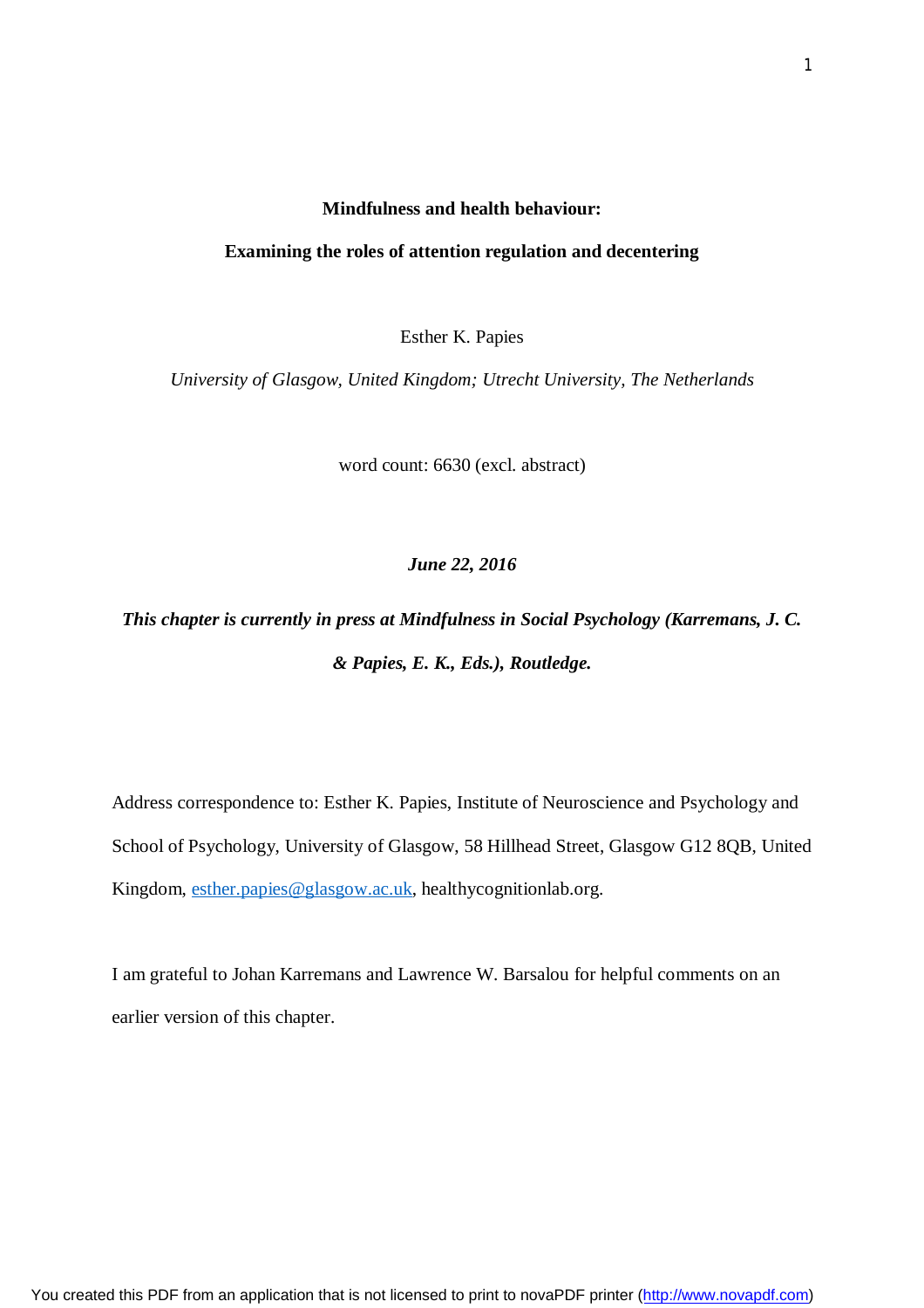# Mindfulness and health behaviour:

## Examining the roles of attention regulation and decentering

Esther K. Papies

*University of Glasgow, United Kingdom; Utrecht University, The Netherlands*

word count: 6630 (excl. abstract)

***June 22, 2016***

***This chapter is currently in press at Mindfulness in Social Psychology (Karremans, J. C. & Papies, E. K., Eds.), Routledge.***

Address correspondence to: Esther K. Papies, Institute of Neuroscience and Psychology and School of Psychology, University of Glasgow, 58 Hillhead Street, Glasgow G12 8QB, United Kingdom, esther.papies@glasgow.ac.uk, healthycognitionlab.org.

I am grateful to Johan Karremans and Lawrence W. Barsalou for helpful comments on an earlier version of this chapter.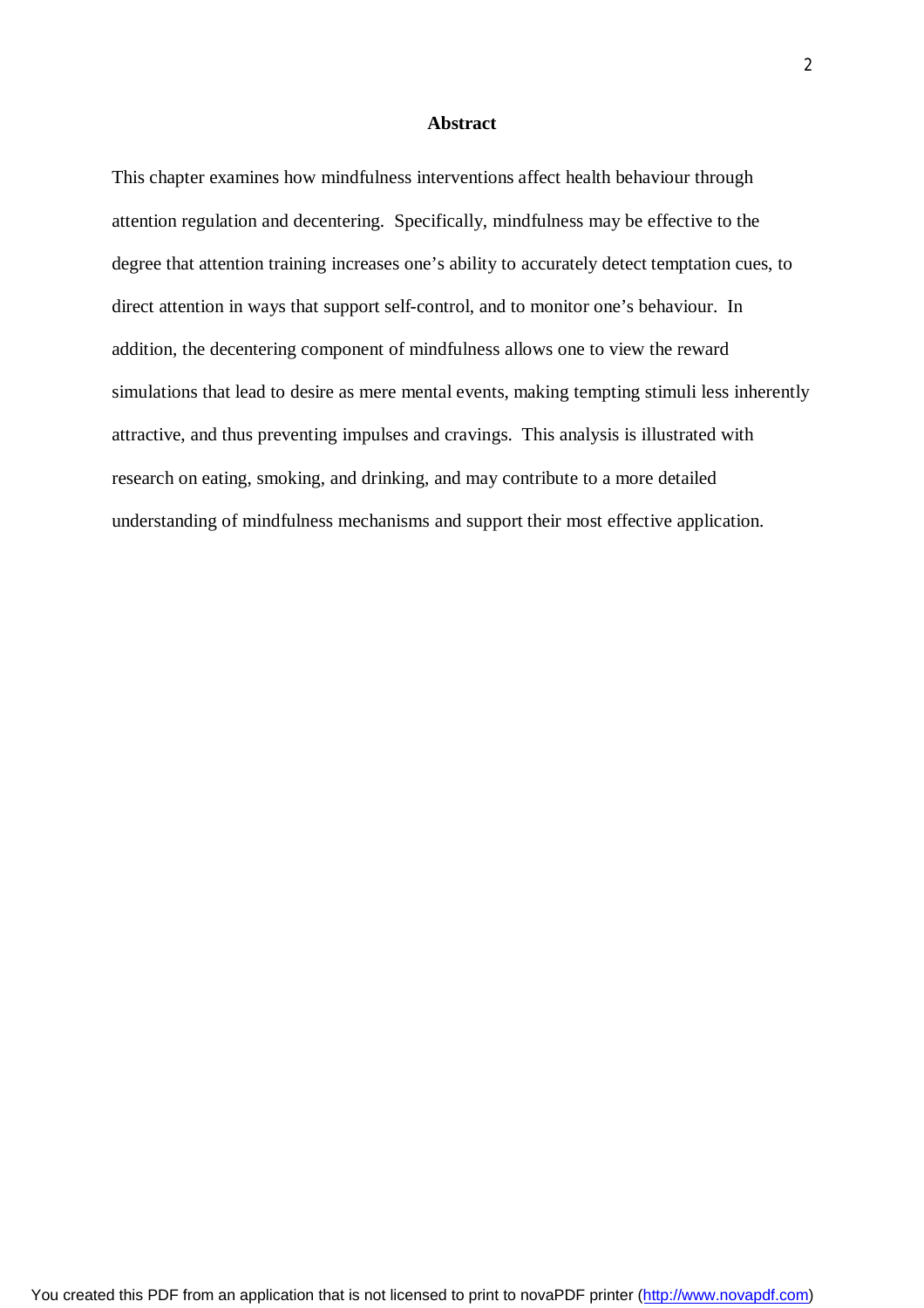# Abstract

This chapter examines how mindfulness interventions affect health behaviour through attention regulation and decentering. Specifically, mindfulness may be effective to the degree that attention training increases one's ability to accurately detect temptation cues, to direct attention in ways that support self-control, and to monitor one's behaviour. In addition, the decentering component of mindfulness allows one to view the reward simulations that lead to desire as mere mental events, making tempting stimuli less inherently attractive, and thus preventing impulses and cravings. This analysis is illustrated with research on eating, smoking, and drinking, and may contribute to a more detailed understanding of mindfulness mechanisms and support their most effective application.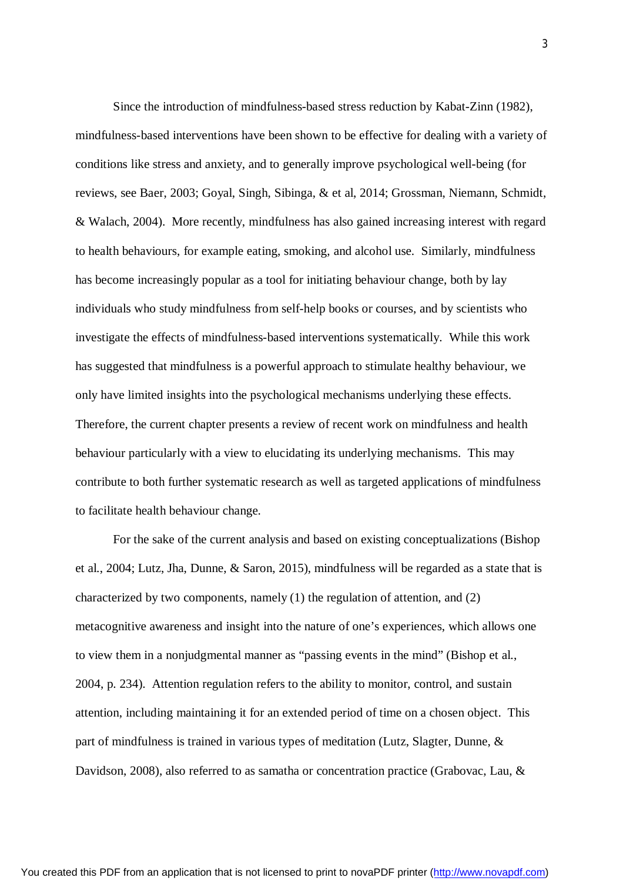Since the introduction of mindfulness-based stress reduction by Kabat-Zinn (1982), mindfulness-based interventions have been shown to be effective for dealing with a variety of conditions like stress and anxiety, and to generally improve psychological well-being (for reviews, see Baer, 2003; Goyal, Singh, Sibinga, & et al, 2014; Grossman, Niemann, Schmidt, & Walach, 2004). More recently, mindfulness has also gained increasing interest with regard to health behaviours, for example eating, smoking, and alcohol use. Similarly, mindfulness has become increasingly popular as a tool for initiating behaviour change, both by lay individuals who study mindfulness from self-help books or courses, and by scientists who investigate the effects of mindfulness-based interventions systematically. While this work has suggested that mindfulness is a powerful approach to stimulate healthy behaviour, we only have limited insights into the psychological mechanisms underlying these effects. Therefore, the current chapter presents a review of recent work on mindfulness and health behaviour particularly with a view to elucidating its underlying mechanisms. This may contribute to both further systematic research as well as targeted applications of mindfulness to facilitate health behaviour change.

For the sake of the current analysis and based on existing conceptualizations (Bishop et al., 2004; Lutz, Jha, Dunne, & Saron, 2015), mindfulness will be regarded as a state that is characterized by two components, namely (1) the regulation of attention, and (2) metacognitive awareness and insight into the nature of one's experiences, which allows one to view them in a nonjudgmental manner as "passing events in the mind" (Bishop et al., 2004, p. 234). Attention regulation refers to the ability to monitor, control, and sustain attention, including maintaining it for an extended period of time on a chosen object. This part of mindfulness is trained in various types of meditation (Lutz, Slagter, Dunne, & Davidson, 2008), also referred to as samatha or concentration practice (Grabovac, Lau, &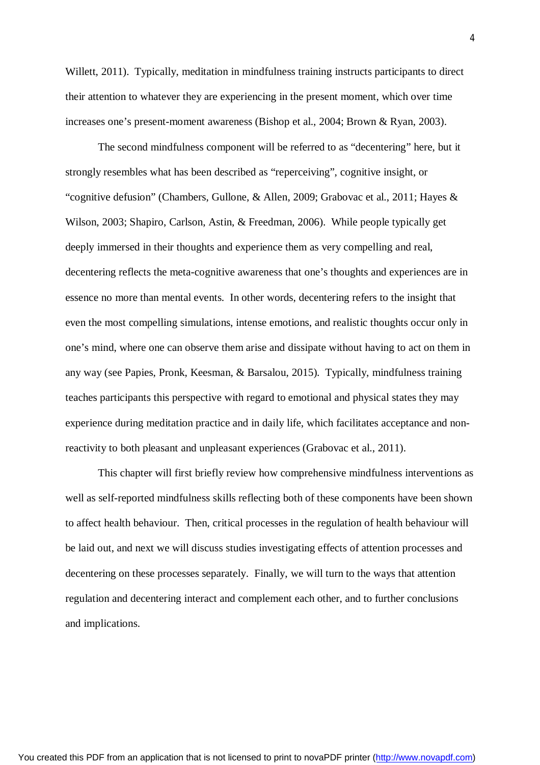Willett, 2011). Typically, meditation in mindfulness training instructs participants to direct their attention to whatever they are experiencing in the present moment, which over time increases one's present-moment awareness (Bishop et al., 2004; Brown & Ryan, 2003).

The second mindfulness component will be referred to as "decentering" here, but it strongly resembles what has been described as "reperceiving", cognitive insight, or "cognitive defusion" (Chambers, Gullone, & Allen, 2009; Grabovac et al., 2011; Hayes & Wilson, 2003; Shapiro, Carlson, Astin, & Freedman, 2006). While people typically get deeply immersed in their thoughts and experience them as very compelling and real, decentering reflects the meta-cognitive awareness that one's thoughts and experiences are in essence no more than mental events. In other words, decentering refers to the insight that even the most compelling simulations, intense emotions, and realistic thoughts occur only in one's mind, where one can observe them arise and dissipate without having to act on them in any way (see Papies, Pronk, Keesman, & Barsalou, 2015). Typically, mindfulness training teaches participants this perspective with regard to emotional and physical states they may experience during meditation practice and in daily life, which facilitates acceptance and non-reactivity to both pleasant and unpleasant experiences (Grabovac et al., 2011).

This chapter will first briefly review how comprehensive mindfulness interventions as well as self-reported mindfulness skills reflecting both of these components have been shown to affect health behaviour. Then, critical processes in the regulation of health behaviour will be laid out, and next we will discuss studies investigating effects of attention processes and decentering on these processes separately. Finally, we will turn to the ways that attention regulation and decentering interact and complement each other, and to further conclusions and implications.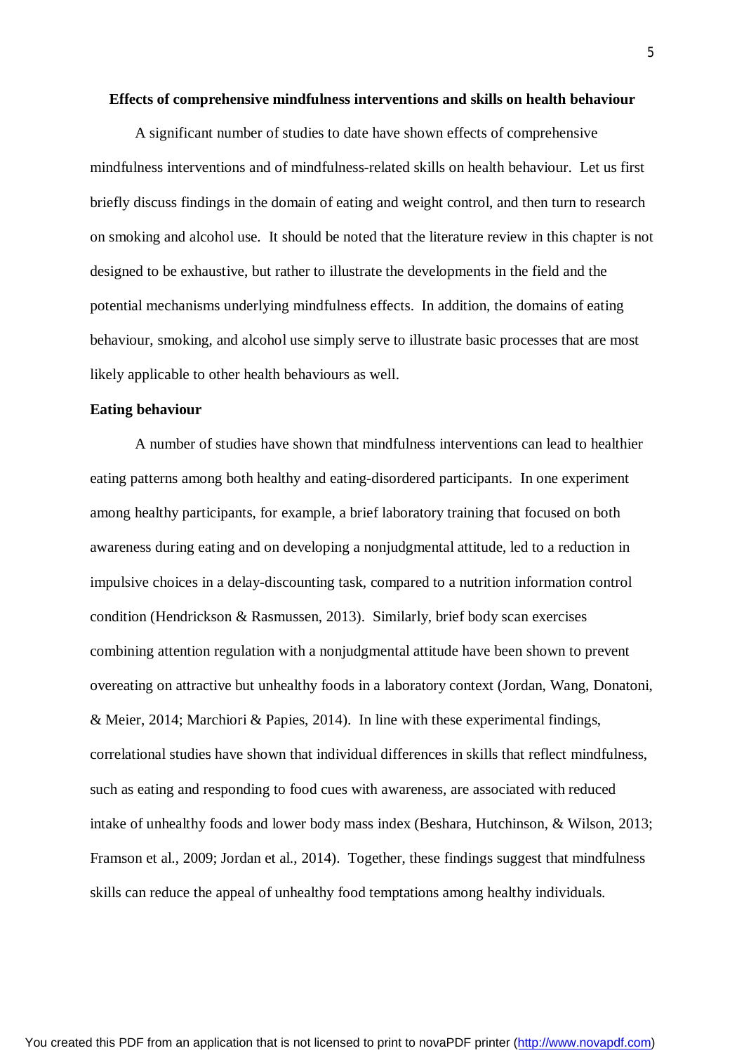## Effects of comprehensive mindfulness interventions and skills on health behaviour

A significant number of studies to date have shown effects of comprehensive mindfulness interventions and of mindfulness-related skills on health behaviour. Let us first briefly discuss findings in the domain of eating and weight control, and then turn to research on smoking and alcohol use. It should be noted that the literature review in this chapter is not designed to be exhaustive, but rather to illustrate the developments in the field and the potential mechanisms underlying mindfulness effects. In addition, the domains of eating behaviour, smoking, and alcohol use simply serve to illustrate basic processes that are most likely applicable to other health behaviours as well.

### Eating behaviour

A number of studies have shown that mindfulness interventions can lead to healthier eating patterns among both healthy and eating-disordered participants. In one experiment among healthy participants, for example, a brief laboratory training that focused on both awareness during eating and on developing a nonjudgmental attitude, led to a reduction in impulsive choices in a delay-discounting task, compared to a nutrition information control condition (Hendrickson & Rasmussen, 2013). Similarly, brief body scan exercises combining attention regulation with a nonjudgmental attitude have been shown to prevent overeating on attractive but unhealthy foods in a laboratory context (Jordan, Wang, Donatoni, & Meier, 2014; Marchiori & Papies, 2014). In line with these experimental findings, correlational studies have shown that individual differences in skills that reflect mindfulness, such as eating and responding to food cues with awareness, are associated with reduced intake of unhealthy foods and lower body mass index (Beshara, Hutchinson, & Wilson, 2013; Framson et al., 2009; Jordan et al., 2014). Together, these findings suggest that mindfulness skills can reduce the appeal of unhealthy food temptations among healthy individuals.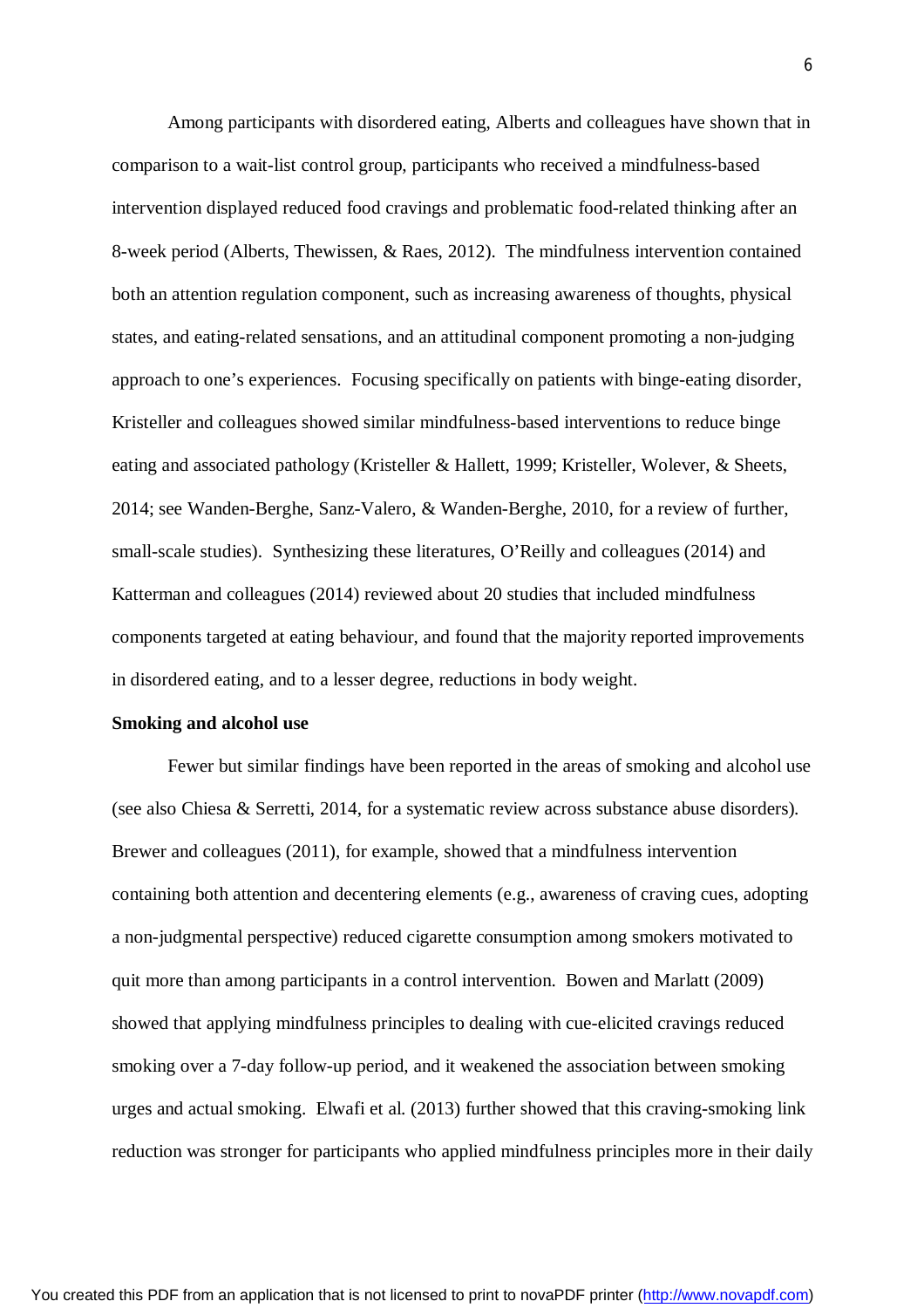Among participants with disordered eating, Alberts and colleagues have shown that in comparison to a wait-list control group, participants who received a mindfulness-based intervention displayed reduced food cravings and problematic food-related thinking after an 8-week period (Alberts, Thewissen, & Raes, 2012). The mindfulness intervention contained both an attention regulation component, such as increasing awareness of thoughts, physical states, and eating-related sensations, and an attitudinal component promoting a non-judging approach to one's experiences. Focusing specifically on patients with binge-eating disorder, Kristeller and colleagues showed similar mindfulness-based interventions to reduce binge eating and associated pathology (Kristeller & Hallett, 1999; Kristeller, Wolever, & Sheets, 2014; see Wanden-Berghe, Sanz-Valero, & Wanden-Berghe, 2010, for a review of further, small-scale studies). Synthesizing these literatures, O'Reilly and colleagues (2014) and Katterman and colleagues (2014) reviewed about 20 studies that included mindfulness components targeted at eating behaviour, and found that the majority reported improvements in disordered eating, and to a lesser degree, reductions in body weight.

**Smoking and alcohol use**

Fewer but similar findings have been reported in the areas of smoking and alcohol use (see also Chiesa & Serretti, 2014, for a systematic review across substance abuse disorders). Brewer and colleagues (2011), for example, showed that a mindfulness intervention containing both attention and decentering elements (e.g., awareness of craving cues, adopting a non-judgmental perspective) reduced cigarette consumption among smokers motivated to quit more than among participants in a control intervention. Bowen and Marlatt (2009) showed that applying mindfulness principles to dealing with cue-elicited cravings reduced smoking over a 7-day follow-up period, and it weakened the association between smoking urges and actual smoking. Elwafi et al. (2013) further showed that this craving-smoking link reduction was stronger for participants who applied mindfulness principles more in their daily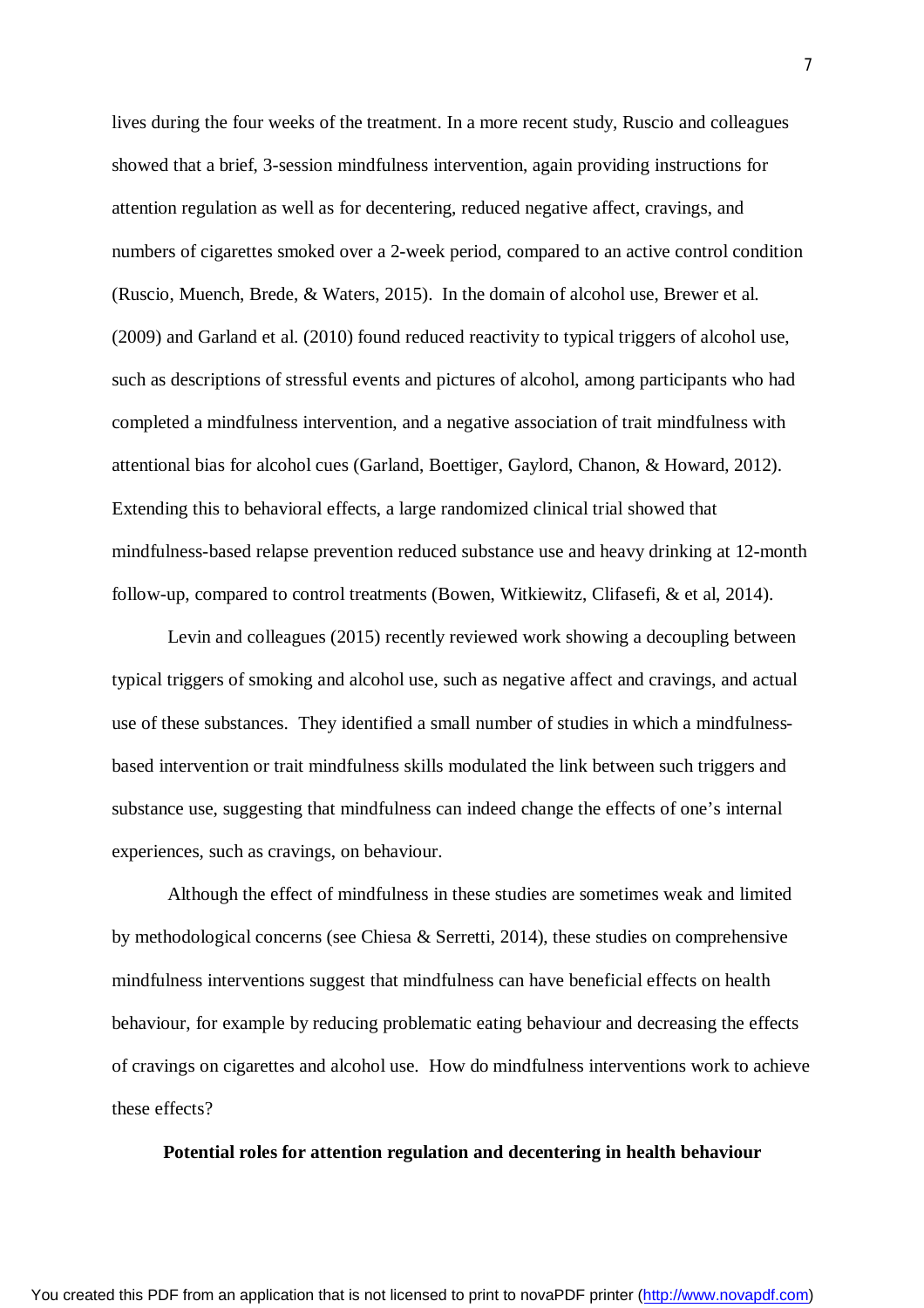lives during the four weeks of the treatment. In a more recent study, Ruscio and colleagues showed that a brief, 3-session mindfulness intervention, again providing instructions for attention regulation as well as for decentering, reduced negative affect, cravings, and numbers of cigarettes smoked over a 2-week period, compared to an active control condition (Ruscio, Muench, Brede, & Waters, 2015). In the domain of alcohol use, Brewer et al. (2009) and Garland et al. (2010) found reduced reactivity to typical triggers of alcohol use, such as descriptions of stressful events and pictures of alcohol, among participants who had completed a mindfulness intervention, and a negative association of trait mindfulness with attentional bias for alcohol cues (Garland, Boettiger, Gaylord, Chanon, & Howard, 2012). Extending this to behavioral effects, a large randomized clinical trial showed that mindfulness-based relapse prevention reduced substance use and heavy drinking at 12-month follow-up, compared to control treatments (Bowen, Witkiewitz, Clifasefi, & et al, 2014).

Levin and colleagues (2015) recently reviewed work showing a decoupling between typical triggers of smoking and alcohol use, such as negative affect and cravings, and actual use of these substances. They identified a small number of studies in which a mindfulness-based intervention or trait mindfulness skills modulated the link between such triggers and substance use, suggesting that mindfulness can indeed change the effects of one's internal experiences, such as cravings, on behaviour.

Although the effect of mindfulness in these studies are sometimes weak and limited by methodological concerns (see Chiesa & Serretti, 2014), these studies on comprehensive mindfulness interventions suggest that mindfulness can have beneficial effects on health behaviour, for example by reducing problematic eating behaviour and decreasing the effects of cravings on cigarettes and alcohol use. How do mindfulness interventions work to achieve these effects?

## Potential roles for attention regulation and decentering in health behaviour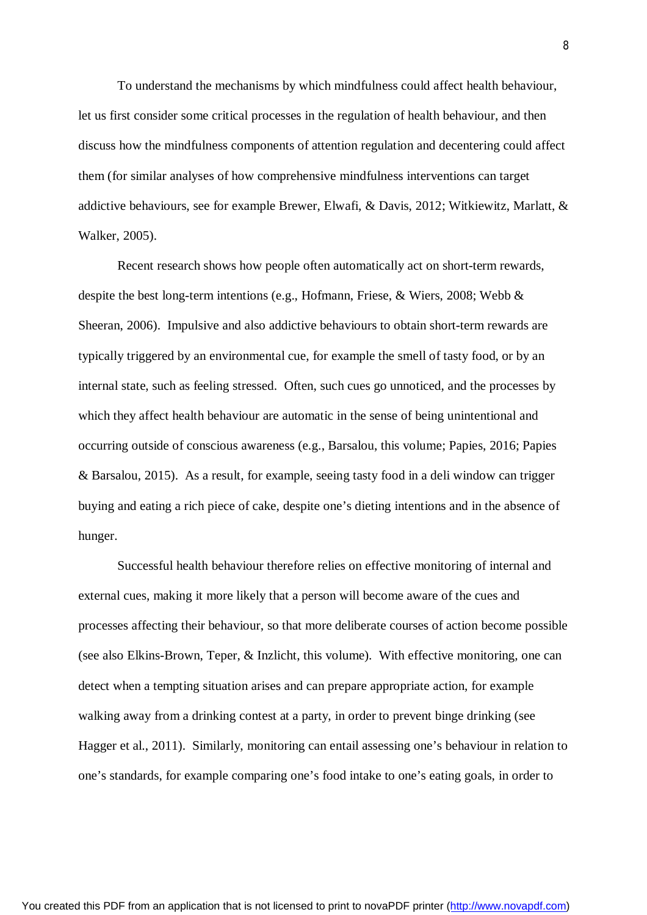To understand the mechanisms by which mindfulness could affect health behaviour, let us first consider some critical processes in the regulation of health behaviour, and then discuss how the mindfulness components of attention regulation and decentering could affect them (for similar analyses of how comprehensive mindfulness interventions can target addictive behaviours, see for example Brewer, Elwafi, & Davis, 2012; Witkiewitz, Marlatt, & Walker, 2005).

Recent research shows how people often automatically act on short-term rewards, despite the best long-term intentions (e.g., Hofmann, Friese, & Wiers, 2008; Webb & Sheeran, 2006). Impulsive and also addictive behaviours to obtain short-term rewards are typically triggered by an environmental cue, for example the smell of tasty food, or by an internal state, such as feeling stressed. Often, such cues go unnoticed, and the processes by which they affect health behaviour are automatic in the sense of being unintentional and occurring outside of conscious awareness (e.g., Barsalou, this volume; Papies, 2016; Papies & Barsalou, 2015). As a result, for example, seeing tasty food in a deli window can trigger buying and eating a rich piece of cake, despite one's dieting intentions and in the absence of hunger.

Successful health behaviour therefore relies on effective monitoring of internal and external cues, making it more likely that a person will become aware of the cues and processes affecting their behaviour, so that more deliberate courses of action become possible (see also Elkins-Brown, Teper, & Inzlicht, this volume). With effective monitoring, one can detect when a tempting situation arises and can prepare appropriate action, for example walking away from a drinking contest at a party, in order to prevent binge drinking (see Hagger et al., 2011). Similarly, monitoring can entail assessing one's behaviour in relation to one's standards, for example comparing one's food intake to one's eating goals, in order to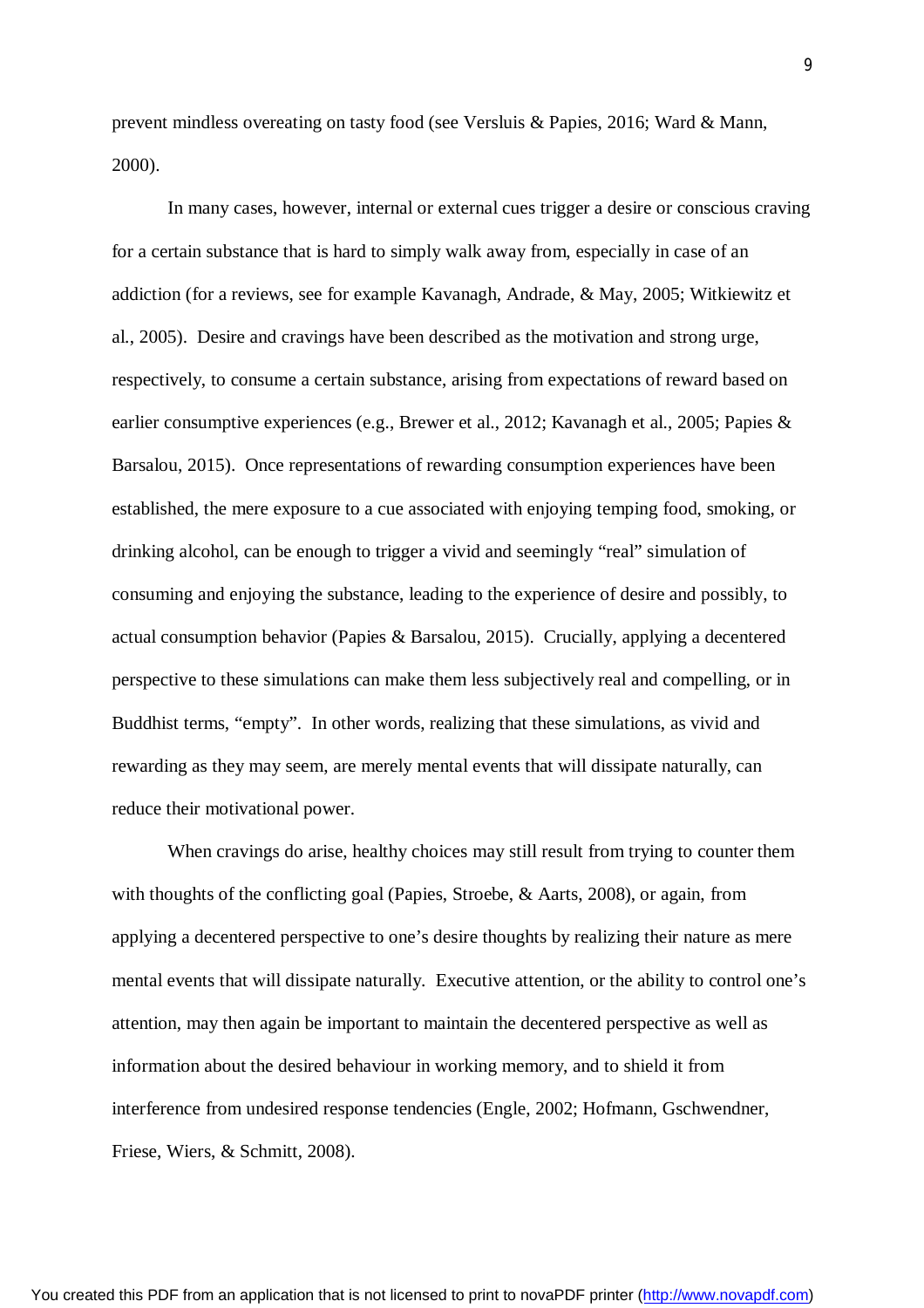prevent mindless overeating on tasty food (see Versluis & Papies, 2016; Ward & Mann, 2000).

In many cases, however, internal or external cues trigger a desire or conscious craving for a certain substance that is hard to simply walk away from, especially in case of an addiction (for a reviews, see for example Kavanagh, Andrade, & May, 2005; Witkiewitz et al., 2005). Desire and cravings have been described as the motivation and strong urge, respectively, to consume a certain substance, arising from expectations of reward based on earlier consumptive experiences (e.g., Brewer et al., 2012; Kavanagh et al., 2005; Papies & Barsalou, 2015). Once representations of rewarding consumption experiences have been established, the mere exposure to a cue associated with enjoying temping food, smoking, or drinking alcohol, can be enough to trigger a vivid and seemingly "real" simulation of consuming and enjoying the substance, leading to the experience of desire and possibly, to actual consumption behavior (Papies & Barsalou, 2015). Crucially, applying a decentered perspective to these simulations can make them less subjectively real and compelling, or in Buddhist terms, "empty". In other words, realizing that these simulations, as vivid and rewarding as they may seem, are merely mental events that will dissipate naturally, can reduce their motivational power.

When cravings do arise, healthy choices may still result from trying to counter them with thoughts of the conflicting goal (Papies, Stroebe, & Aarts, 2008), or again, from applying a decentered perspective to one's desire thoughts by realizing their nature as mere mental events that will dissipate naturally. Executive attention, or the ability to control one's attention, may then again be important to maintain the decentered perspective as well as information about the desired behaviour in working memory, and to shield it from interference from undesired response tendencies (Engle, 2002; Hofmann, Gschwendner, Friese, Wiers, & Schmitt, 2008).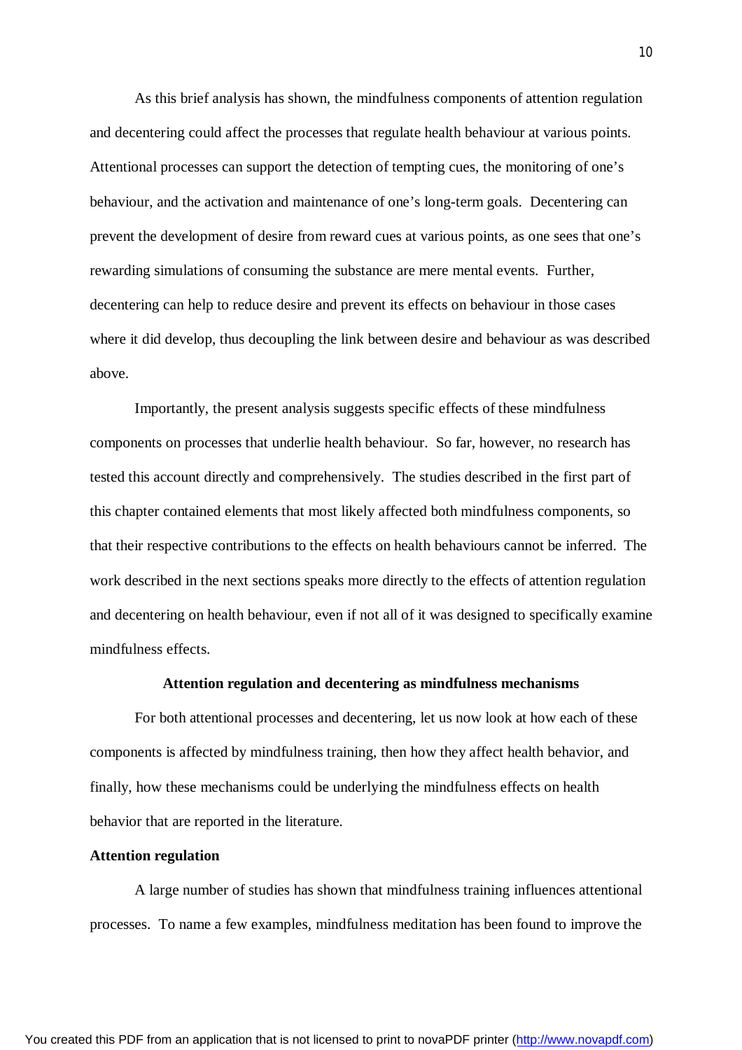As this brief analysis has shown, the mindfulness components of attention regulation and decentering could affect the processes that regulate health behaviour at various points. Attentional processes can support the detection of tempting cues, the monitoring of one's behaviour, and the activation and maintenance of one's long-term goals. Decentering can prevent the development of desire from reward cues at various points, as one sees that one's rewarding simulations of consuming the substance are mere mental events. Further, decentering can help to reduce desire and prevent its effects on behaviour in those cases where it did develop, thus decoupling the link between desire and behaviour as was described above.

Importantly, the present analysis suggests specific effects of these mindfulness components on processes that underlie health behaviour. So far, however, no research has tested this account directly and comprehensively. The studies described in the first part of this chapter contained elements that most likely affected both mindfulness components, so that their respective contributions to the effects on health behaviours cannot be inferred. The work described in the next sections speaks more directly to the effects of attention regulation and decentering on health behaviour, even if not all of it was designed to specifically examine mindfulness effects.

## Attention regulation and decentering as mindfulness mechanisms

For both attentional processes and decentering, let us now look at how each of these components is affected by mindfulness training, then how they affect health behavior, and finally, how these mechanisms could be underlying the mindfulness effects on health behavior that are reported in the literature.

### Attention regulation

A large number of studies has shown that mindfulness training influences attentional processes. To name a few examples, mindfulness meditation has been found to improve the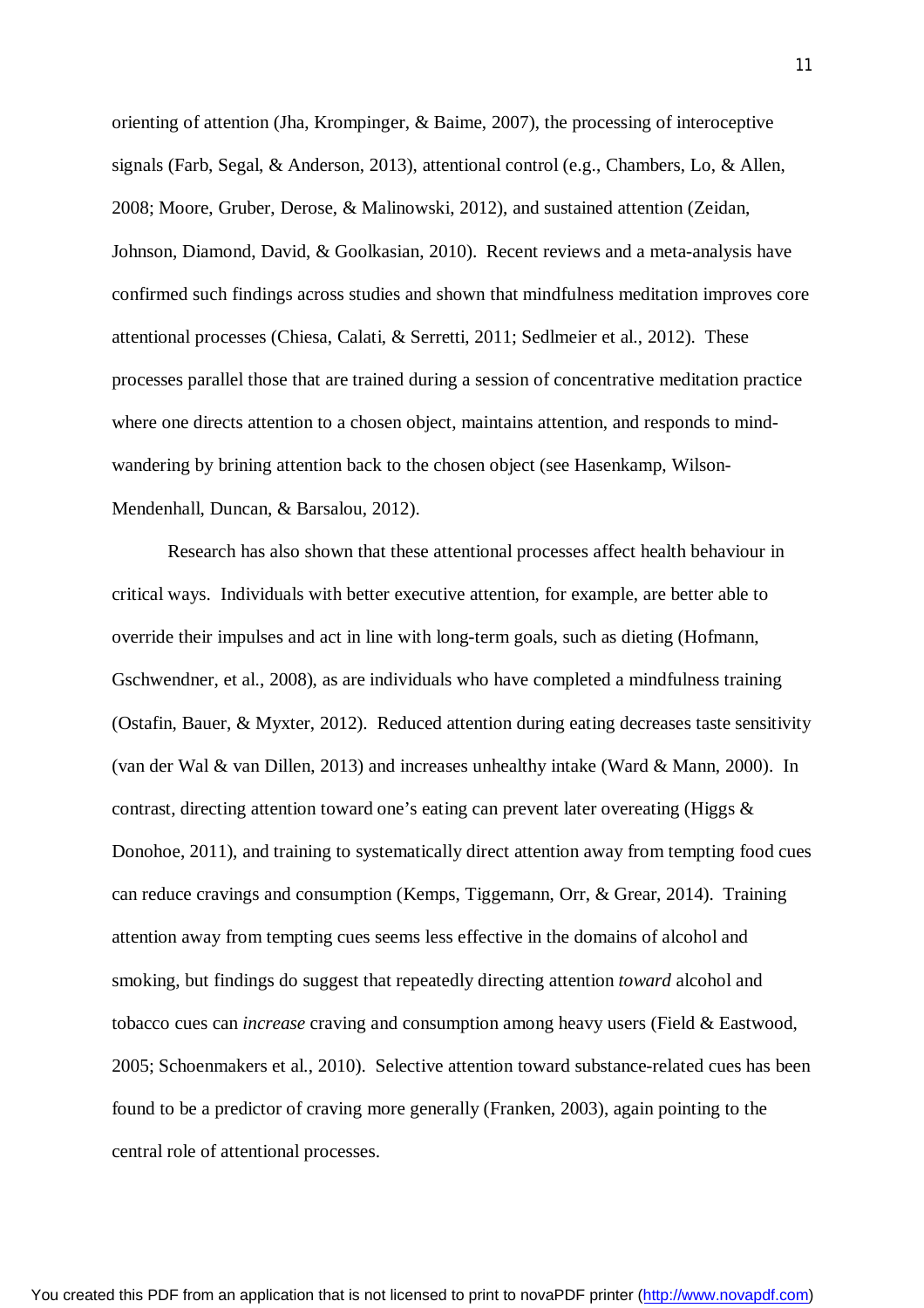orienting of attention (Jha, Krompinger, & Baime, 2007), the processing of interoceptive signals (Farb, Segal, & Anderson, 2013), attentional control (e.g., Chambers, Lo, & Allen, 2008; Moore, Gruber, Derose, & Malinowski, 2012), and sustained attention (Zeidan, Johnson, Diamond, David, & Goolkasian, 2010). Recent reviews and a meta-analysis have confirmed such findings across studies and shown that mindfulness meditation improves core attentional processes (Chiesa, Calati, & Serretti, 2011; Sedlmeier et al., 2012). These processes parallel those that are trained during a session of concentrative meditation practice where one directs attention to a chosen object, maintains attention, and responds to mind-wandering by brining attention back to the chosen object (see Hasenkamp, Wilson-Mendenhall, Duncan, & Barsalou, 2012).

Research has also shown that these attentional processes affect health behaviour in critical ways. Individuals with better executive attention, for example, are better able to override their impulses and act in line with long-term goals, such as dieting (Hofmann, Gschwendner, et al., 2008), as are individuals who have completed a mindfulness training (Ostafin, Bauer, & Myxter, 2012). Reduced attention during eating decreases taste sensitivity (van der Wal & van Dillen, 2013) and increases unhealthy intake (Ward & Mann, 2000). In contrast, directing attention toward one's eating can prevent later overeating (Higgs & Donohoe, 2011), and training to systematically direct attention away from tempting food cues can reduce cravings and consumption (Kemps, Tiggemann, Orr, & Grear, 2014). Training attention away from tempting cues seems less effective in the domains of alcohol and smoking, but findings do suggest that repeatedly directing attention *toward* alcohol and tobacco cues can *increase* craving and consumption among heavy users (Field & Eastwood, 2005; Schoenmakers et al., 2010). Selective attention toward substance-related cues has been found to be a predictor of craving more generally (Franken, 2003), again pointing to the central role of attentional processes.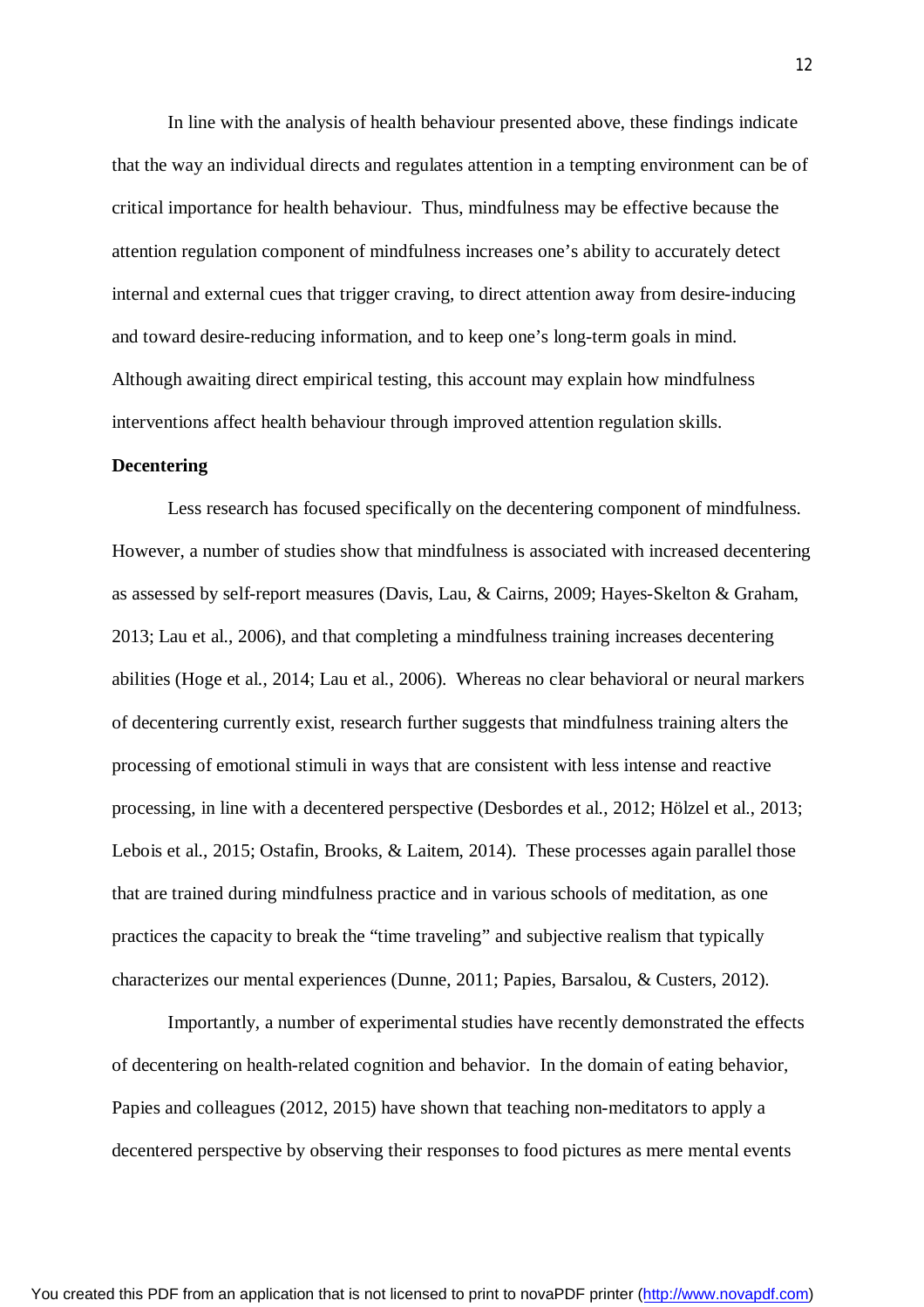In line with the analysis of health behaviour presented above, these findings indicate that the way an individual directs and regulates attention in a tempting environment can be of critical importance for health behaviour. Thus, mindfulness may be effective because the attention regulation component of mindfulness increases one's ability to accurately detect internal and external cues that trigger craving, to direct attention away from desire-inducing and toward desire-reducing information, and to keep one's long-term goals in mind. Although awaiting direct empirical testing, this account may explain how mindfulness interventions affect health behaviour through improved attention regulation skills.

**Decentering**

Less research has focused specifically on the decentering component of mindfulness. However, a number of studies show that mindfulness is associated with increased decentering as assessed by self-report measures (Davis, Lau, & Cairns, 2009; Hayes-Skelton & Graham, 2013; Lau et al., 2006), and that completing a mindfulness training increases decentering abilities (Hoge et al., 2014; Lau et al., 2006). Whereas no clear behavioral or neural markers of decentering currently exist, research further suggests that mindfulness training alters the processing of emotional stimuli in ways that are consistent with less intense and reactive processing, in line with a decentered perspective (Desbordes et al., 2012; Hölzel et al., 2013; Lebois et al., 2015; Ostafin, Brooks, & Laitem, 2014). These processes again parallel those that are trained during mindfulness practice and in various schools of meditation, as one practices the capacity to break the "time traveling" and subjective realism that typically characterizes our mental experiences (Dunne, 2011; Papies, Barsalou, & Custers, 2012).

Importantly, a number of experimental studies have recently demonstrated the effects of decentering on health-related cognition and behavior. In the domain of eating behavior, Papies and colleagues (2012, 2015) have shown that teaching non-meditators to apply a decentered perspective by observing their responses to food pictures as mere mental events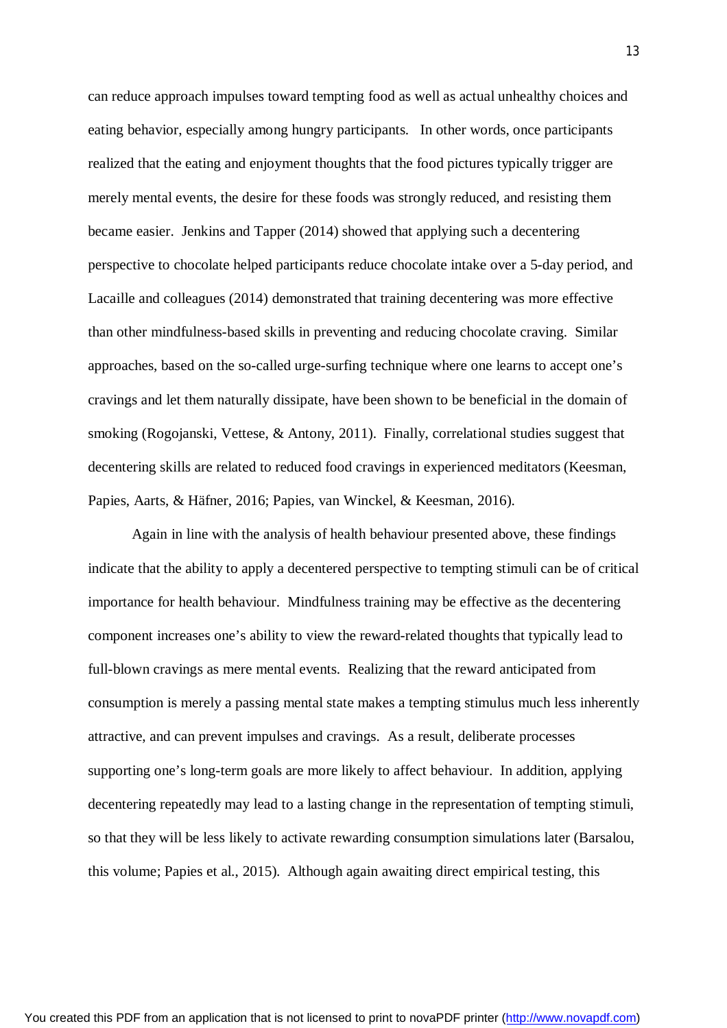can reduce approach impulses toward tempting food as well as actual unhealthy choices and eating behavior, especially among hungry participants. In other words, once participants realized that the eating and enjoyment thoughts that the food pictures typically trigger are merely mental events, the desire for these foods was strongly reduced, and resisting them became easier. Jenkins and Tapper (2014) showed that applying such a decentering perspective to chocolate helped participants reduce chocolate intake over a 5-day period, and Lacaille and colleagues (2014) demonstrated that training decentering was more effective than other mindfulness-based skills in preventing and reducing chocolate craving. Similar approaches, based on the so-called urge-surfing technique where one learns to accept one's cravings and let them naturally dissipate, have been shown to be beneficial in the domain of smoking (Rogojanski, Vettese, & Antony, 2011). Finally, correlational studies suggest that decentering skills are related to reduced food cravings in experienced meditators (Keesman, Papies, Aarts, & Häfner, 2016; Papies, van Winckel, & Keesman, 2016).

Again in line with the analysis of health behaviour presented above, these findings indicate that the ability to apply a decentered perspective to tempting stimuli can be of critical importance for health behaviour. Mindfulness training may be effective as the decentering component increases one's ability to view the reward-related thoughts that typically lead to full-blown cravings as mere mental events. Realizing that the reward anticipated from consumption is merely a passing mental state makes a tempting stimulus much less inherently attractive, and can prevent impulses and cravings. As a result, deliberate processes supporting one's long-term goals are more likely to affect behaviour. In addition, applying decentering repeatedly may lead to a lasting change in the representation of tempting stimuli, so that they will be less likely to activate rewarding consumption simulations later (Barsalou, this volume; Papies et al., 2015). Although again awaiting direct empirical testing, this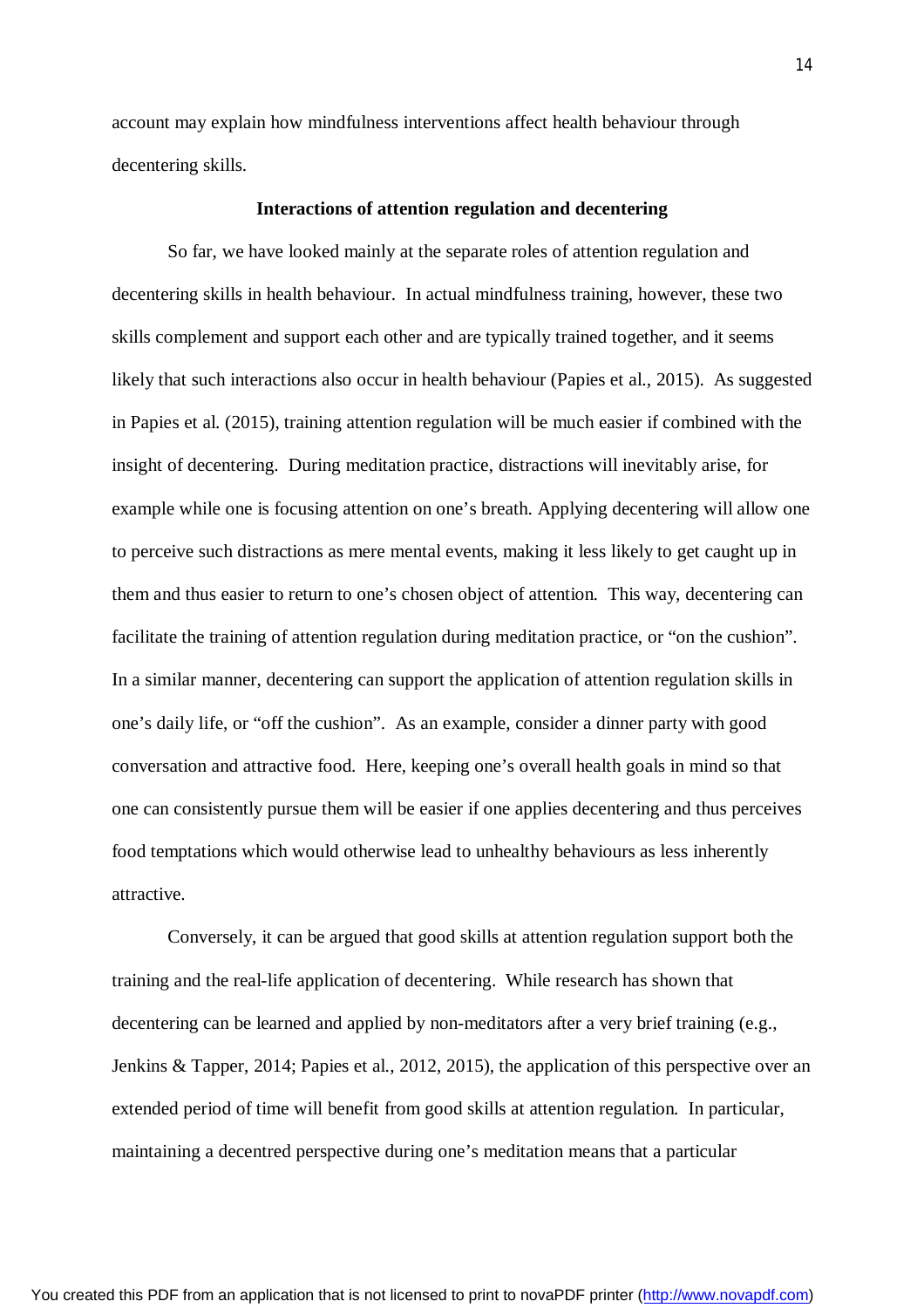account may explain how mindfulness interventions affect health behaviour through decentering skills.

### Interactions of attention regulation and decentering

So far, we have looked mainly at the separate roles of attention regulation and decentering skills in health behaviour. In actual mindfulness training, however, these two skills complement and support each other and are typically trained together, and it seems likely that such interactions also occur in health behaviour (Papies et al., 2015). As suggested in Papies et al. (2015), training attention regulation will be much easier if combined with the insight of decentering. During meditation practice, distractions will inevitably arise, for example while one is focusing attention on one's breath. Applying decentering will allow one to perceive such distractions as mere mental events, making it less likely to get caught up in them and thus easier to return to one's chosen object of attention. This way, decentering can facilitate the training of attention regulation during meditation practice, or "on the cushion". In a similar manner, decentering can support the application of attention regulation skills in one's daily life, or "off the cushion". As an example, consider a dinner party with good conversation and attractive food. Here, keeping one's overall health goals in mind so that one can consistently pursue them will be easier if one applies decentering and thus perceives food temptations which would otherwise lead to unhealthy behaviours as less inherently attractive.

Conversely, it can be argued that good skills at attention regulation support both the training and the real-life application of decentering. While research has shown that decentering can be learned and applied by non-meditators after a very brief training (e.g., Jenkins & Tapper, 2014; Papies et al., 2012, 2015), the application of this perspective over an extended period of time will benefit from good skills at attention regulation. In particular, maintaining a decentred perspective during one's meditation means that a particular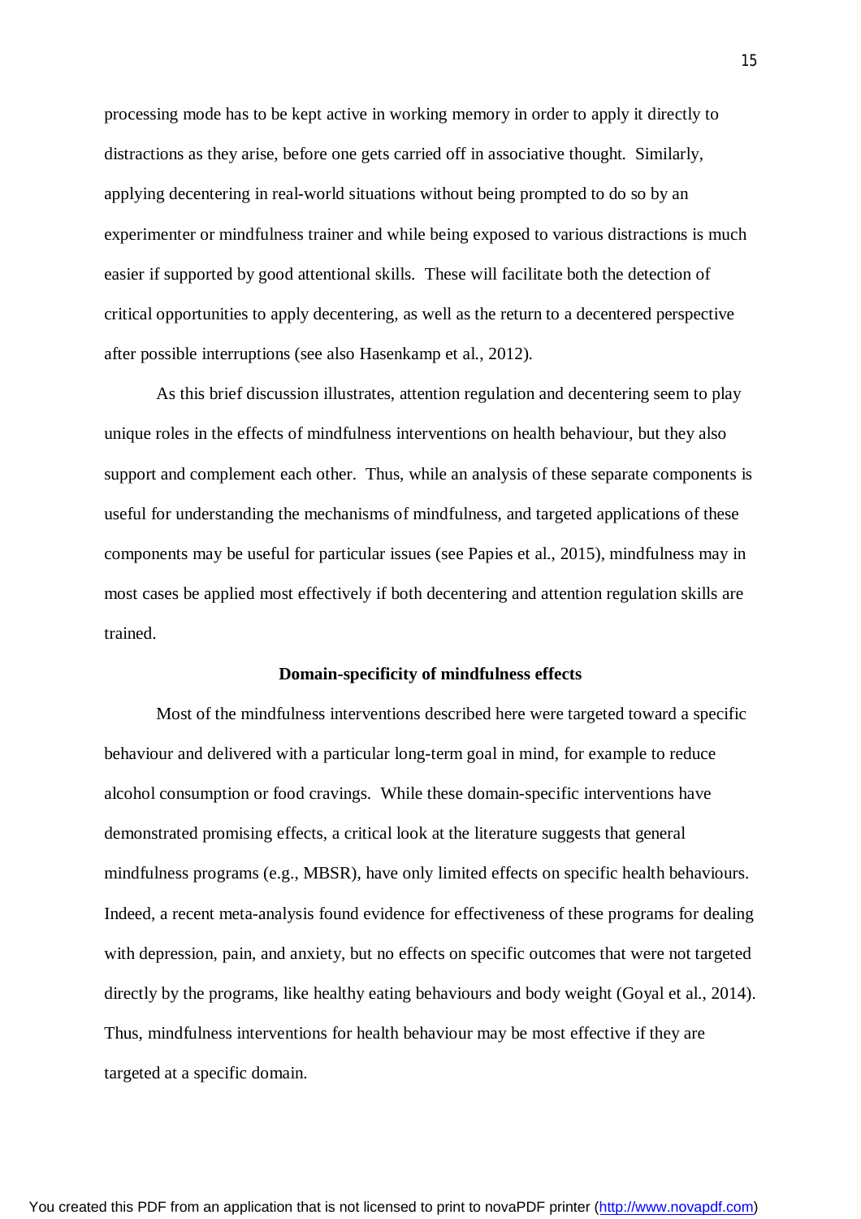processing mode has to be kept active in working memory in order to apply it directly to distractions as they arise, before one gets carried off in associative thought. Similarly, applying decentering in real-world situations without being prompted to do so by an experimenter or mindfulness trainer and while being exposed to various distractions is much easier if supported by good attentional skills. These will facilitate both the detection of critical opportunities to apply decentering, as well as the return to a decentered perspective after possible interruptions (see also Hasenkamp et al., 2012).

As this brief discussion illustrates, attention regulation and decentering seem to play unique roles in the effects of mindfulness interventions on health behaviour, but they also support and complement each other. Thus, while an analysis of these separate components is useful for understanding the mechanisms of mindfulness, and targeted applications of these components may be useful for particular issues (see Papies et al., 2015), mindfulness may in most cases be applied most effectively if both decentering and attention regulation skills are trained.

## Domain-specificity of mindfulness effects

Most of the mindfulness interventions described here were targeted toward a specific behaviour and delivered with a particular long-term goal in mind, for example to reduce alcohol consumption or food cravings. While these domain-specific interventions have demonstrated promising effects, a critical look at the literature suggests that general mindfulness programs (e.g., MBSR), have only limited effects on specific health behaviours. Indeed, a recent meta-analysis found evidence for effectiveness of these programs for dealing with depression, pain, and anxiety, but no effects on specific outcomes that were not targeted directly by the programs, like healthy eating behaviours and body weight (Goyal et al., 2014). Thus, mindfulness interventions for health behaviour may be most effective if they are targeted at a specific domain.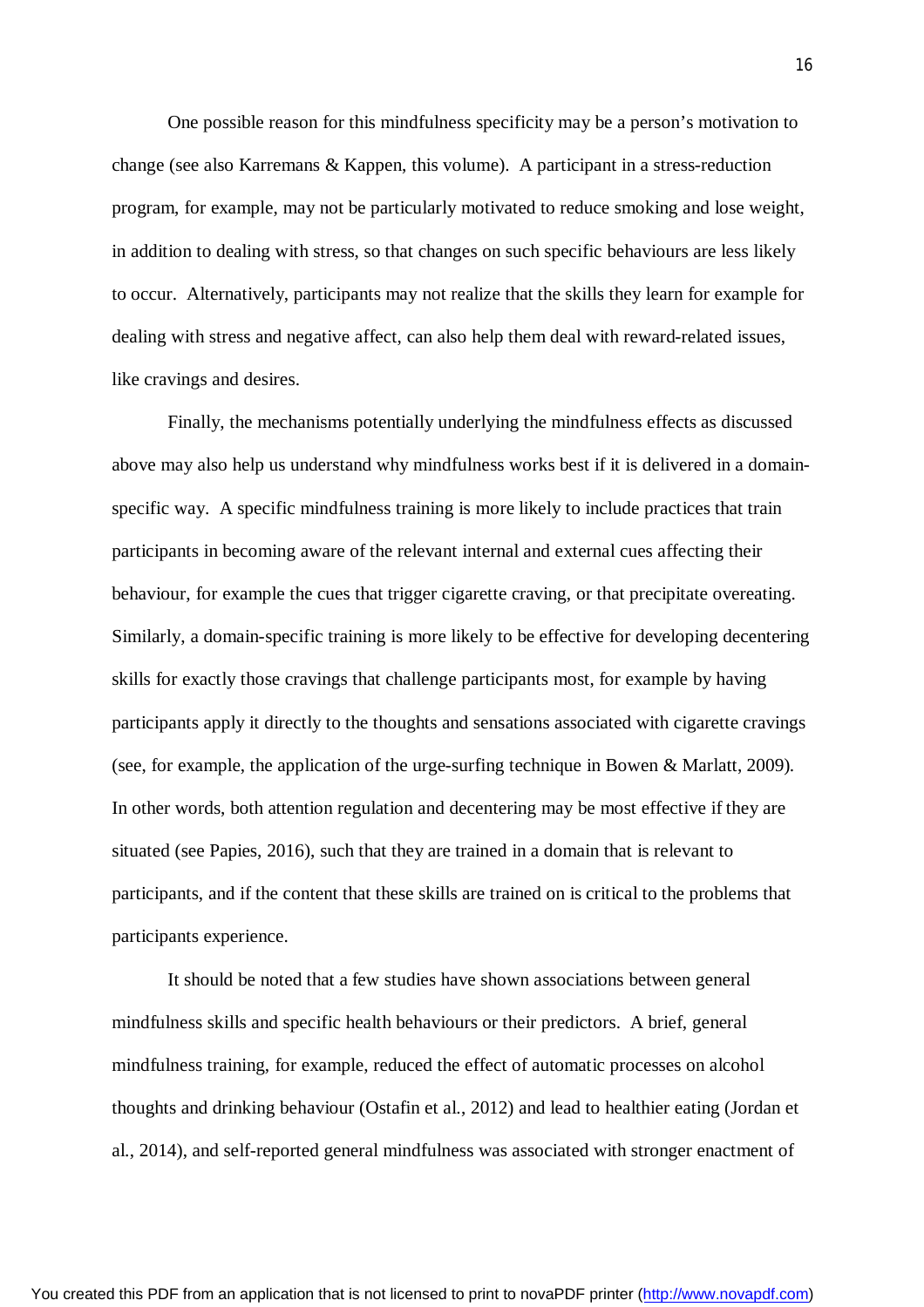One possible reason for this mindfulness specificity may be a person's motivation to change (see also Karremans & Kappen, this volume). A participant in a stress-reduction program, for example, may not be particularly motivated to reduce smoking and lose weight, in addition to dealing with stress, so that changes on such specific behaviours are less likely to occur. Alternatively, participants may not realize that the skills they learn for example for dealing with stress and negative affect, can also help them deal with reward-related issues, like cravings and desires.

Finally, the mechanisms potentially underlying the mindfulness effects as discussed above may also help us understand why mindfulness works best if it is delivered in a domain-specific way. A specific mindfulness training is more likely to include practices that train participants in becoming aware of the relevant internal and external cues affecting their behaviour, for example the cues that trigger cigarette craving, or that precipitate overeating. Similarly, a domain-specific training is more likely to be effective for developing decentering skills for exactly those cravings that challenge participants most, for example by having participants apply it directly to the thoughts and sensations associated with cigarette cravings (see, for example, the application of the urge-surfing technique in Bowen & Marlatt, 2009). In other words, both attention regulation and decentering may be most effective if they are situated (see Papies, 2016), such that they are trained in a domain that is relevant to participants, and if the content that these skills are trained on is critical to the problems that participants experience.

It should be noted that a few studies have shown associations between general mindfulness skills and specific health behaviours or their predictors. A brief, general mindfulness training, for example, reduced the effect of automatic processes on alcohol thoughts and drinking behaviour (Ostafin et al., 2012) and lead to healthier eating (Jordan et al., 2014), and self-reported general mindfulness was associated with stronger enactment of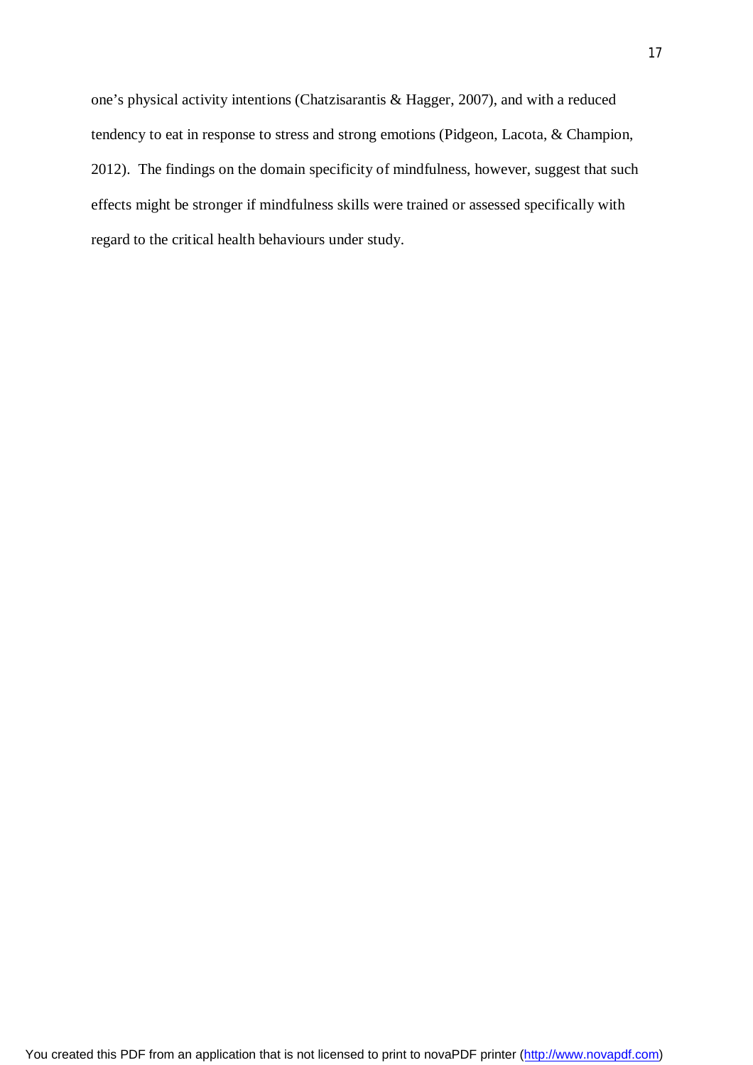one's physical activity intentions (Chatzisarantis & Hagger, 2007), and with a reduced tendency to eat in response to stress and strong emotions (Pidgeon, Lacota, & Champion, 2012). The findings on the domain specificity of mindfulness, however, suggest that such effects might be stronger if mindfulness skills were trained or assessed specifically with regard to the critical health behaviours under study.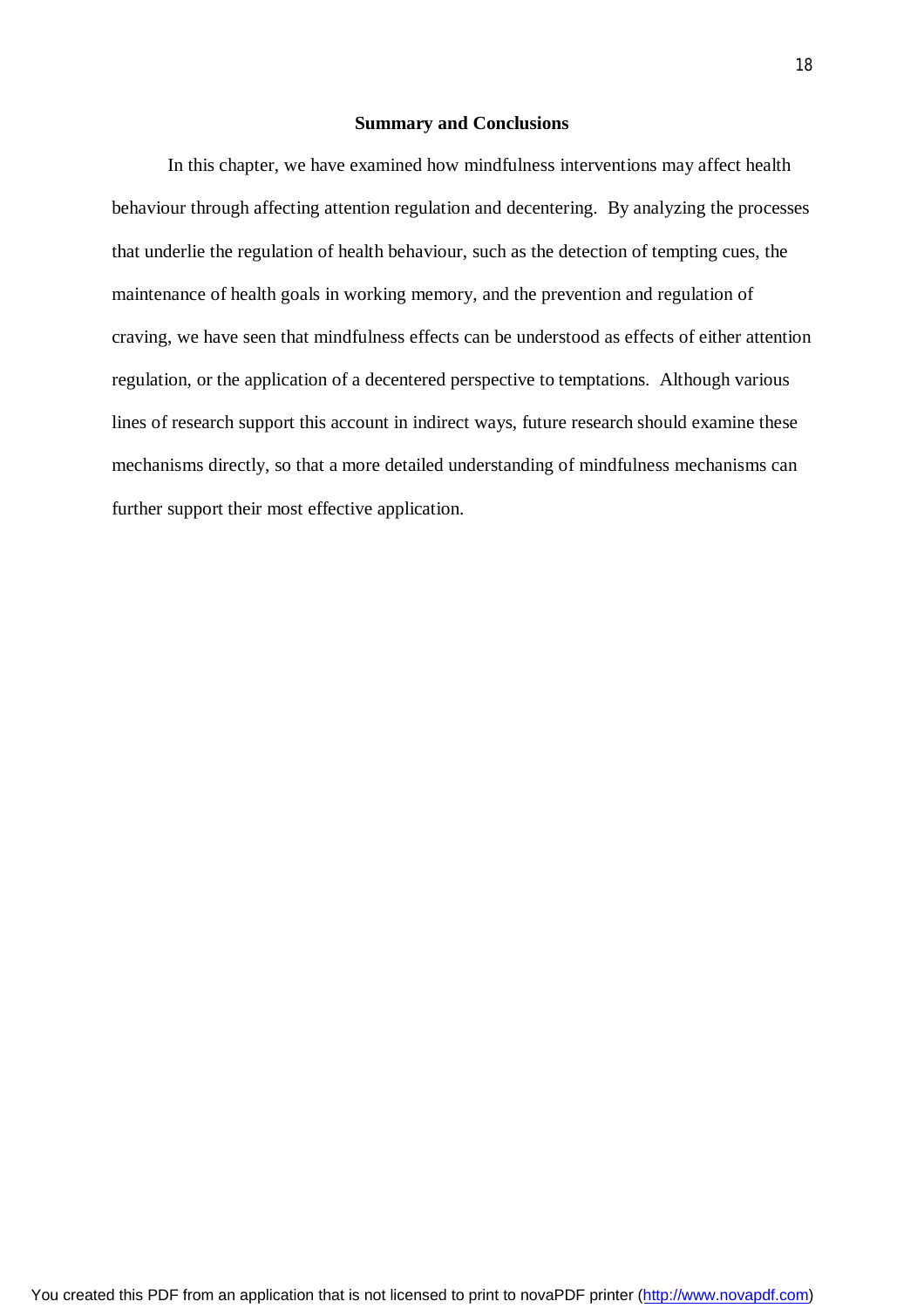## Summary and Conclusions

In this chapter, we have examined how mindfulness interventions may affect health behaviour through affecting attention regulation and decentering. By analyzing the processes that underlie the regulation of health behaviour, such as the detection of tempting cues, the maintenance of health goals in working memory, and the prevention and regulation of craving, we have seen that mindfulness effects can be understood as effects of either attention regulation, or the application of a decentered perspective to temptations. Although various lines of research support this account in indirect ways, future research should examine these mechanisms directly, so that a more detailed understanding of mindfulness mechanisms can further support their most effective application.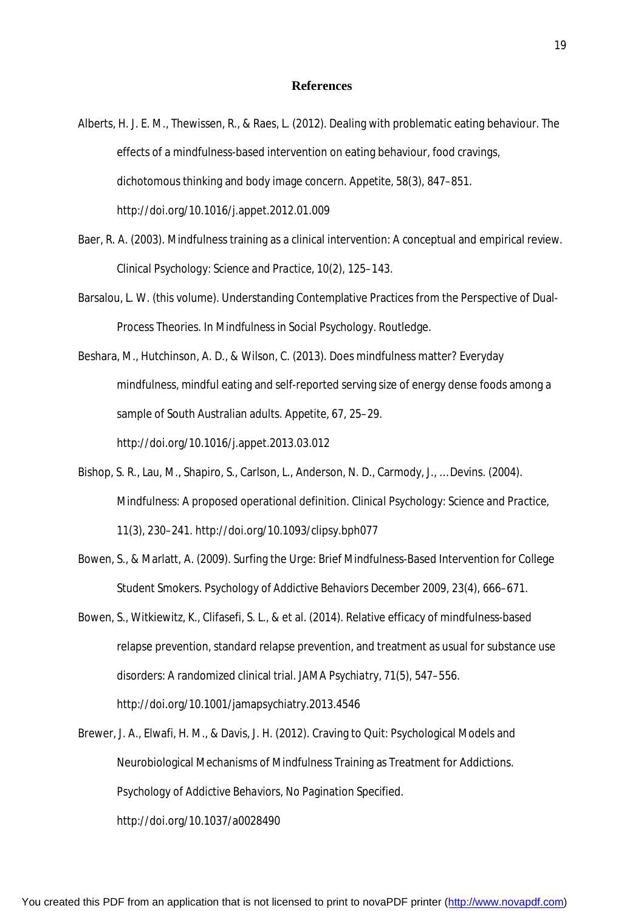# References

Alberts, H. J. E. M., Thewissen, R., & Raes, L. (2012). Dealing with problematic eating behaviour. The effects of a mindfulness-based intervention on eating behaviour, food cravings, dichotomous thinking and body image concern. Appetite, 58(3), 847–851. http://doi.org/10.1016/j.appet.2012.01.009

Baer, R. A. (2003). Mindfulness training as a clinical intervention: A conceptual and empirical review. Clinical Psychology: Science and Practice, 10(2), 125–143.

Barsalou, L. W. (this volume). Understanding Contemplative Practices from the Perspective of Dual-Process Theories. In Mindfulness in Social Psychology. Routledge.

Beshara, M., Hutchinson, A. D., & Wilson, C. (2013). Does mindfulness matter? Everyday mindfulness, mindful eating and self-reported serving size of energy dense foods among a sample of South Australian adults. Appetite, 67, 25–29. http://doi.org/10.1016/j.appet.2013.03.012

Bishop, S. R., Lau, M., Shapiro, S., Carlson, L., Anderson, N. D., Carmody, J., … Devins. (2004). Mindfulness: A proposed operational definition. Clinical Psychology: Science and Practice, 11(3), 230–241. http://doi.org/10.1093/clipsy.bph077

Bowen, S., & Marlatt, A. (2009). Surfing the Urge: Brief Mindfulness-Based Intervention for College Student Smokers. Psychology of Addictive Behaviors December 2009, 23(4), 666–671.

Bowen, S., Witkiewitz, K., Clifasefi, S. L., & et al. (2014). Relative efficacy of mindfulness-based relapse prevention, standard relapse prevention, and treatment as usual for substance use disorders: A randomized clinical trial. JAMA Psychiatry, 71(5), 547–556. http://doi.org/10.1001/jamapsychiatry.2013.4546

Brewer, J. A., Elwafi, H. M., & Davis, J. H. (2012). Craving to Quit: Psychological Models and Neurobiological Mechanisms of Mindfulness Training as Treatment for Addictions. Psychology of Addictive Behaviors, No Pagination Specified. http://doi.org/10.1037/a0028490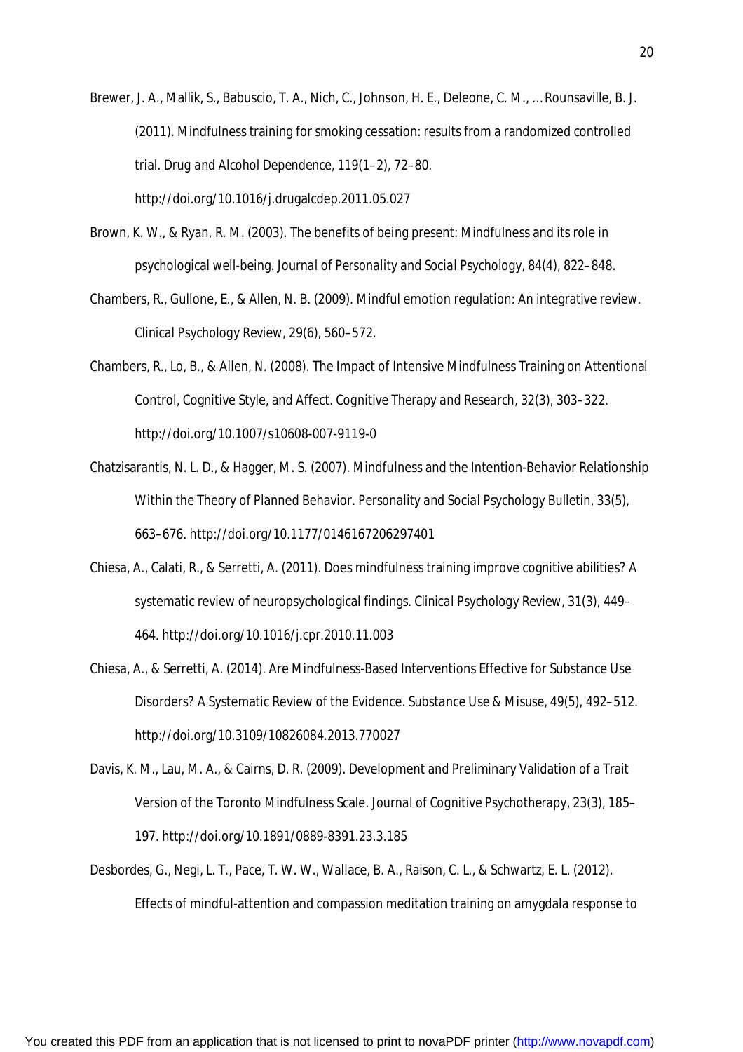Brewer, J. A., Mallik, S., Babuscio, T. A., Nich, C., Johnson, H. E., Deleone, C. M., … Rounsaville, B. J. (2011). Mindfulness training for smoking cessation: results from a randomized controlled trial. *Drug and Alcohol Dependence*, *119*(1–2), 72–80. http://doi.org/10.1016/j.drugalcdep.2011.05.027

Brown, K. W., & Ryan, R. M. (2003). The benefits of being present: Mindfulness and its role in psychological well-being. *Journal of Personality and Social Psychology*, *84*(4), 822–848.

Chambers, R., Gullone, E., & Allen, N. B. (2009). Mindful emotion regulation: An integrative review. *Clinical Psychology Review*, *29*(6), 560–572.

Chambers, R., Lo, B., & Allen, N. (2008). The Impact of Intensive Mindfulness Training on Attentional Control, Cognitive Style, and Affect. *Cognitive Therapy and Research*, *32*(3), 303–322. http://doi.org/10.1007/s10608-007-9119-0

Chatzisarantis, N. L. D., & Hagger, M. S. (2007). Mindfulness and the Intention-Behavior Relationship Within the Theory of Planned Behavior. *Personality and Social Psychology Bulletin*, *33*(5), 663–676. http://doi.org/10.1177/0146167206297401

Chiesa, A., Calati, R., & Serretti, A. (2011). Does mindfulness training improve cognitive abilities? A systematic review of neuropsychological findings. *Clinical Psychology Review*, *31*(3), 449–464. http://doi.org/10.1016/j.cpr.2010.11.003

Chiesa, A., & Serretti, A. (2014). Are Mindfulness-Based Interventions Effective for Substance Use Disorders? A Systematic Review of the Evidence. *Substance Use & Misuse*, *49*(5), 492–512. http://doi.org/10.3109/10826084.2013.770027

Davis, K. M., Lau, M. A., & Cairns, D. R. (2009). Development and Preliminary Validation of a Trait Version of the Toronto Mindfulness Scale. *Journal of Cognitive Psychotherapy*, *23*(3), 185–197. http://doi.org/10.1891/0889-8391.23.3.185

Desbordes, G., Negi, L. T., Pace, T. W. W., Wallace, B. A., Raison, C. L., & Schwartz, E. L. (2012). Effects of mindful-attention and compassion meditation training on amygdala response to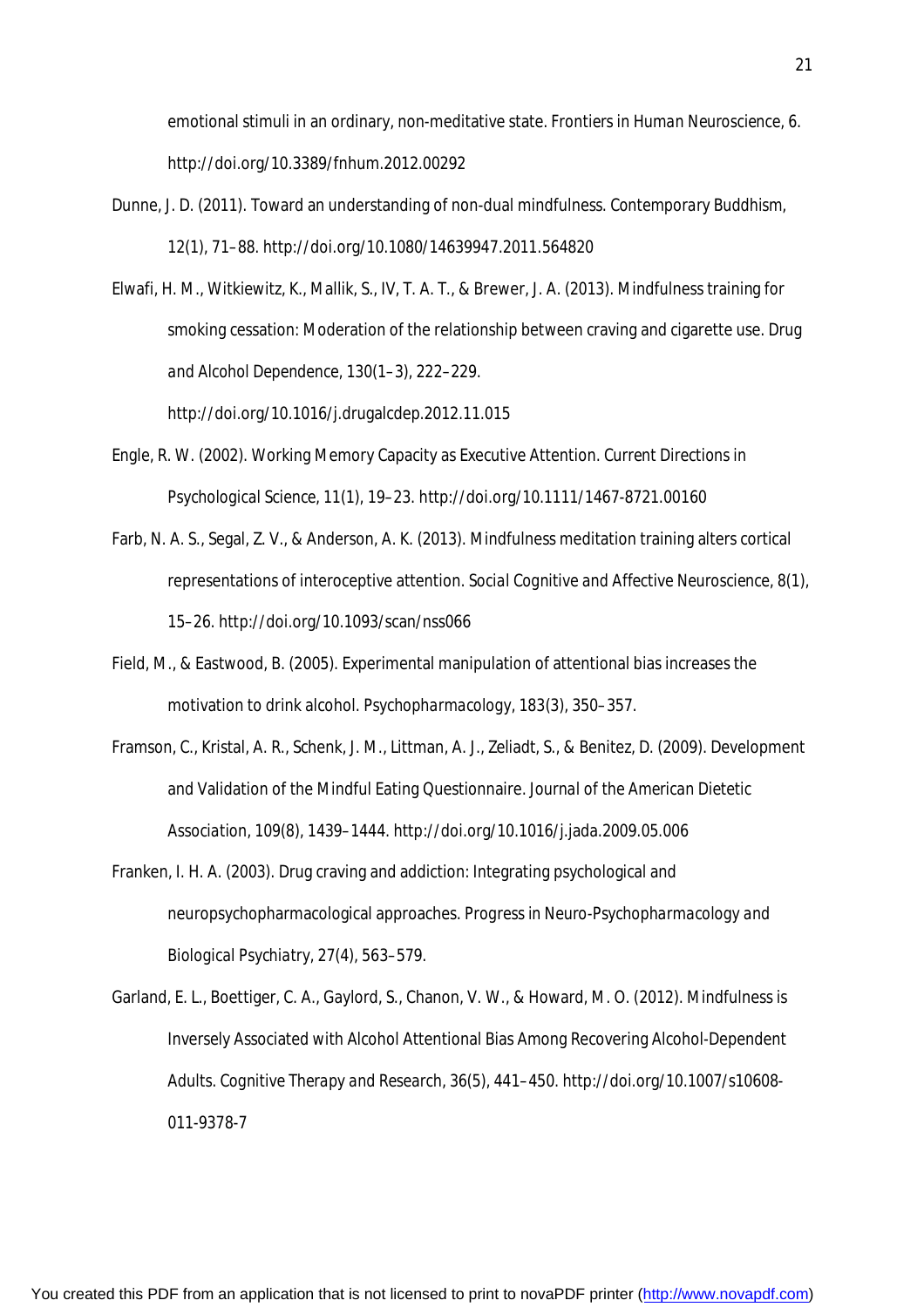emotional stimuli in an ordinary, non-meditative state. *Frontiers in Human Neuroscience*, *6*. http://doi.org/10.3389/fnhum.2012.00292

Dunne, J. D. (2011). Toward an understanding of non-dual mindfulness. *Contemporary Buddhism*, *12*(1), 71–88. http://doi.org/10.1080/14639947.2011.564820

Elwafi, H. M., Witkiewitz, K., Mallik, S., IV, T. A. T., & Brewer, J. A. (2013). Mindfulness training for smoking cessation: Moderation of the relationship between craving and cigarette use. *Drug and Alcohol Dependence*, *130*(1–3), 222–229. http://doi.org/10.1016/j.drugalcdep.2012.11.015

Engle, R. W. (2002). Working Memory Capacity as Executive Attention. *Current Directions in Psychological Science*, *11*(1), 19–23. http://doi.org/10.1111/1467-8721.00160

Farb, N. A. S., Segal, Z. V., & Anderson, A. K. (2013). Mindfulness meditation training alters cortical representations of interoceptive attention. *Social Cognitive and Affective Neuroscience*, *8*(1), 15–26. http://doi.org/10.1093/scan/nss066

Field, M., & Eastwood, B. (2005). Experimental manipulation of attentional bias increases the motivation to drink alcohol. *Psychopharmacology*, *183*(3), 350–357.

Framson, C., Kristal, A. R., Schenk, J. M., Littman, A. J., Zeliadt, S., & Benitez, D. (2009). Development and Validation of the Mindful Eating Questionnaire. *Journal of the American Dietetic Association*, *109*(8), 1439–1444. http://doi.org/10.1016/j.jada.2009.05.006

Franken, I. H. A. (2003). Drug craving and addiction: Integrating psychological and neuropsychopharmacological approaches. *Progress in Neuro-Psychopharmacology and Biological Psychiatry*, *27*(4), 563–579.

Garland, E. L., Boettiger, C. A., Gaylord, S., Chanon, V. W., & Howard, M. O. (2012). Mindfulness is Inversely Associated with Alcohol Attentional Bias Among Recovering Alcohol-Dependent Adults. *Cognitive Therapy and Research*, *36*(5), 441–450. http://doi.org/10.1007/s10608-011-9378-7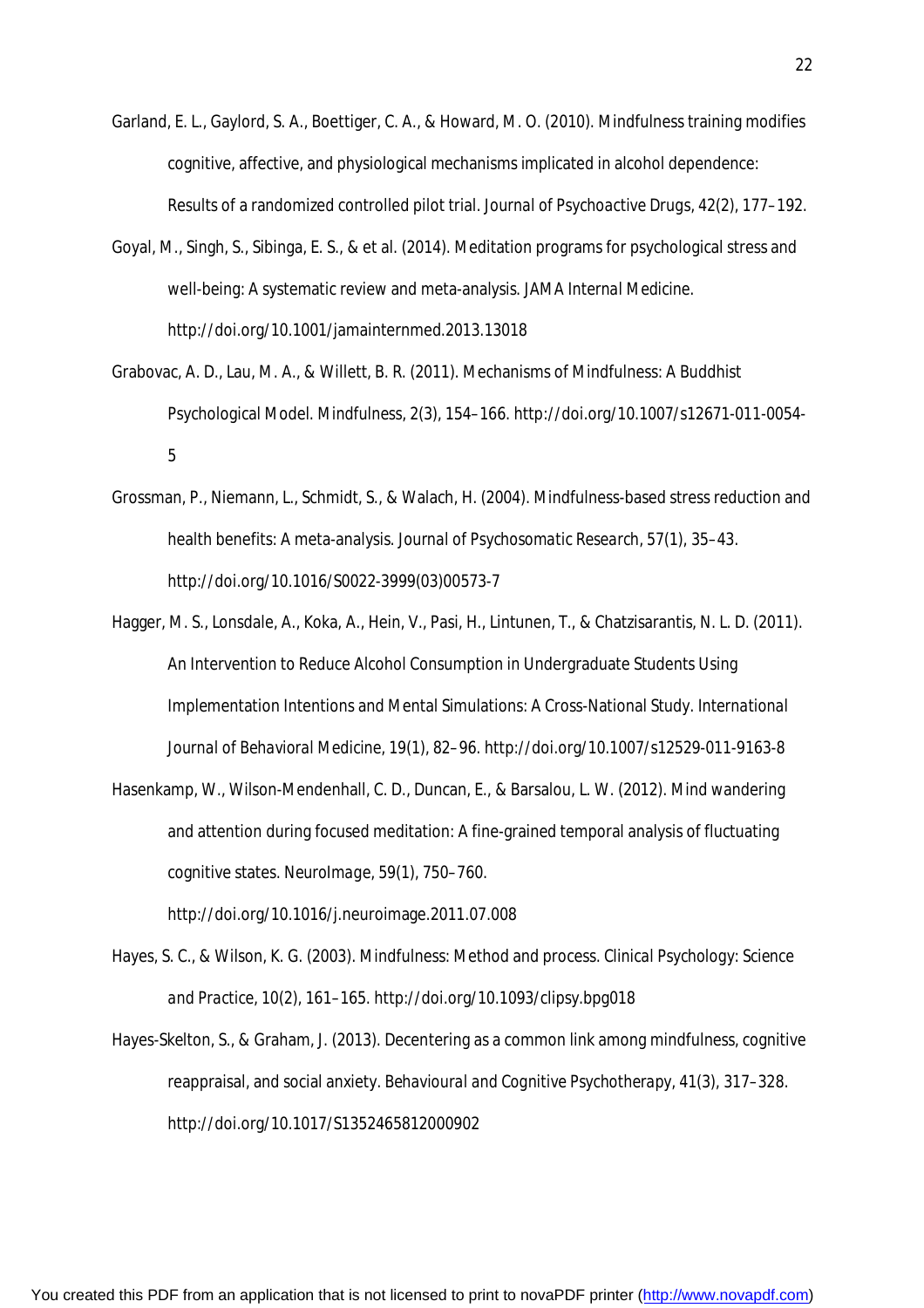Garland, E. L., Gaylord, S. A., Boettiger, C. A., & Howard, M. O. (2010). Mindfulness training modifies cognitive, affective, and physiological mechanisms implicated in alcohol dependence: Results of a randomized controlled pilot trial. *Journal of Psychoactive Drugs*, 42(2), 177–192.

Goyal, M., Singh, S., Sibinga, E. S., & et al. (2014). Meditation programs for psychological stress and well-being: A systematic review and meta-analysis. *JAMA Internal Medicine*. http://doi.org/10.1001/jamainternmed.2013.13018

Grabovac, A. D., Lau, M. A., & Willett, B. R. (2011). Mechanisms of Mindfulness: A Buddhist Psychological Model. *Mindfulness*, 2(3), 154–166. http://doi.org/10.1007/s12671-011-0054-5

Grossman, P., Niemann, L., Schmidt, S., & Walach, H. (2004). Mindfulness-based stress reduction and health benefits: A meta-analysis. *Journal of Psychosomatic Research*, 57(1), 35–43. http://doi.org/10.1016/S0022-3999(03)00573-7

Hagger, M. S., Lonsdale, A., Koka, A., Hein, V., Pasi, H., Lintunen, T., & Chatzisarantis, N. L. D. (2011). An Intervention to Reduce Alcohol Consumption in Undergraduate Students Using Implementation Intentions and Mental Simulations: A Cross-National Study. *International Journal of Behavioral Medicine*, 19(1), 82–96. http://doi.org/10.1007/s12529-011-9163-8

Hasenkamp, W., Wilson-Mendenhall, C. D., Duncan, E., & Barsalou, L. W. (2012). Mind wandering and attention during focused meditation: A fine-grained temporal analysis of fluctuating cognitive states. *NeuroImage*, 59(1), 750–760. http://doi.org/10.1016/j.neuroimage.2011.07.008

Hayes, S. C., & Wilson, K. G. (2003). Mindfulness: Method and process. *Clinical Psychology: Science and Practice*, 10(2), 161–165. http://doi.org/10.1093/clipsy.bpg018

Hayes-Skelton, S., & Graham, J. (2013). Decentering as a common link among mindfulness, cognitive reappraisal, and social anxiety. *Behavioural and Cognitive Psychotherapy*, 41(3), 317–328. http://doi.org/10.1017/S1352465812000902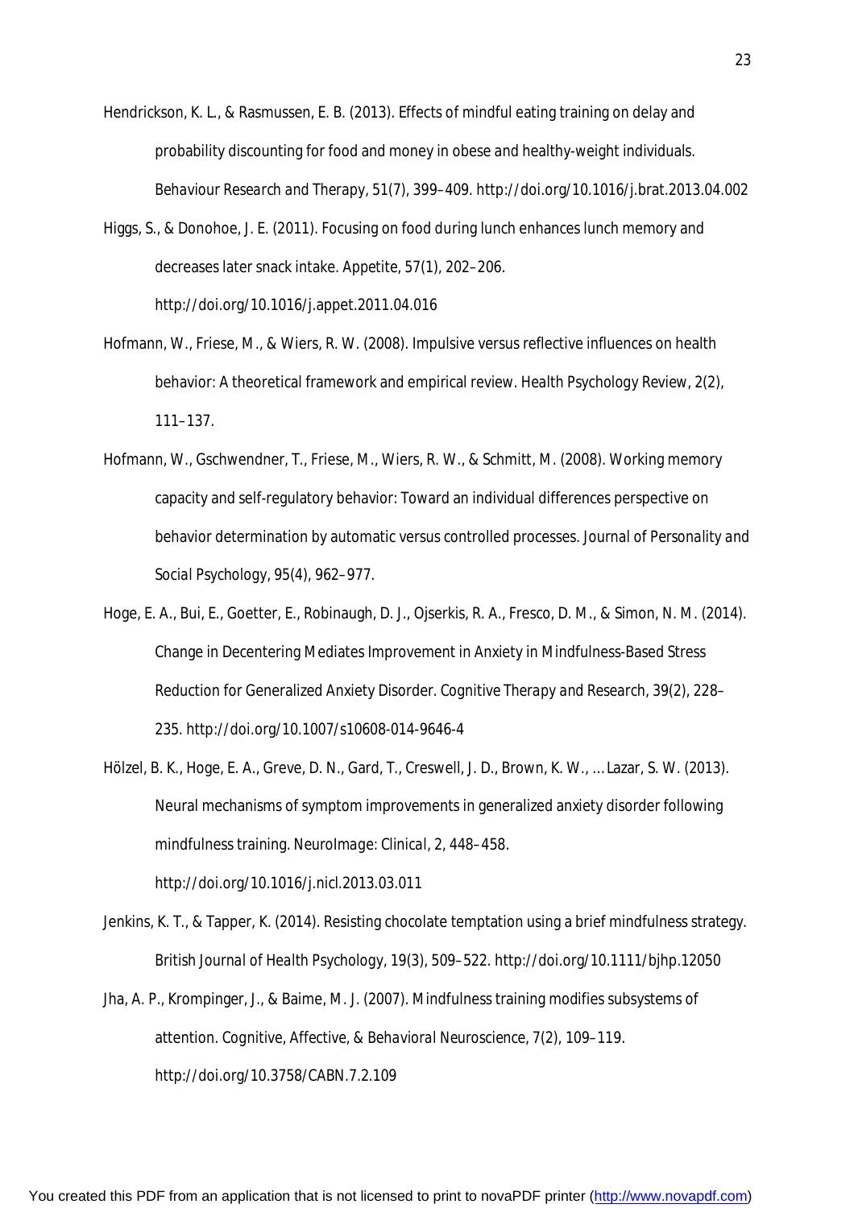Hendrickson, K. L., & Rasmussen, E. B. (2013). Effects of mindful eating training on delay and probability discounting for food and money in obese and healthy-weight individuals. *Behaviour Research and Therapy*, *51*(7), 399–409. http://doi.org/10.1016/j.brat.2013.04.002

Higgs, S., & Donohoe, J. E. (2011). Focusing on food during lunch enhances lunch memory and decreases later snack intake. *Appetite*, *57*(1), 202–206. http://doi.org/10.1016/j.appet.2011.04.016

Hofmann, W., Friese, M., & Wiers, R. W. (2008). Impulsive versus reflective influences on health behavior: A theoretical framework and empirical review. *Health Psychology Review*, *2*(2), 111–137.

Hofmann, W., Gschwendner, T., Friese, M., Wiers, R. W., & Schmitt, M. (2008). Working memory capacity and self-regulatory behavior: Toward an individual differences perspective on behavior determination by automatic versus controlled processes. *Journal of Personality and Social Psychology*, *95*(4), 962–977.

Hoge, E. A., Bui, E., Goetter, E., Robinaugh, D. J., Ojserkis, R. A., Fresco, D. M., & Simon, N. M. (2014). Change in Decentering Mediates Improvement in Anxiety in Mindfulness-Based Stress Reduction for Generalized Anxiety Disorder. *Cognitive Therapy and Research*, *39*(2), 228–235. http://doi.org/10.1007/s10608-014-9646-4

Hölzel, B. K., Hoge, E. A., Greve, D. N., Gard, T., Creswell, J. D., Brown, K. W., … Lazar, S. W. (2013). Neural mechanisms of symptom improvements in generalized anxiety disorder following mindfulness training. *NeuroImage: Clinical*, *2*, 448–458. http://doi.org/10.1016/j.nicl.2013.03.011

Jenkins, K. T., & Tapper, K. (2014). Resisting chocolate temptation using a brief mindfulness strategy. *British Journal of Health Psychology*, *19*(3), 509–522. http://doi.org/10.1111/bjhp.12050

Jha, A. P., Krompinger, J., & Baime, M. J. (2007). Mindfulness training modifies subsystems of attention. *Cognitive, Affective, & Behavioral Neuroscience*, *7*(2), 109–119. http://doi.org/10.3758/CABN.7.2.109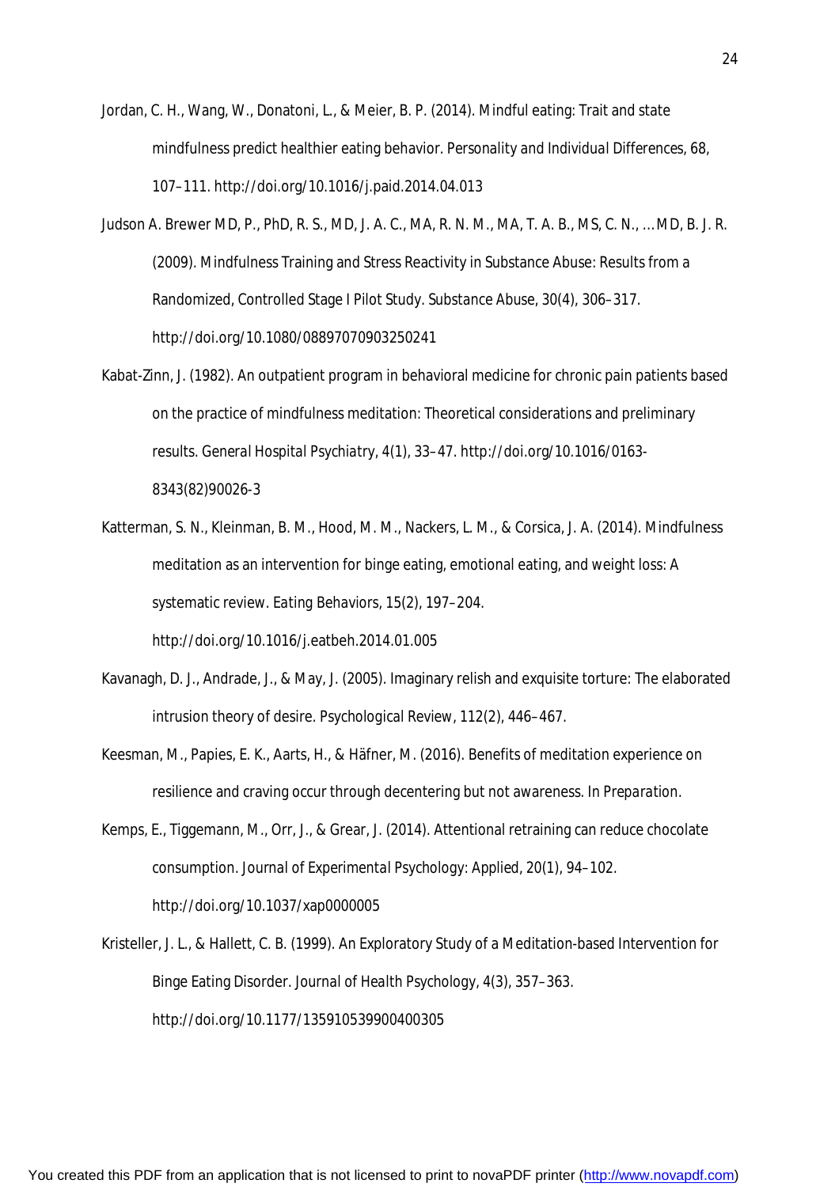Jordan, C. H., Wang, W., Donatoni, L., & Meier, B. P. (2014). Mindful eating: Trait and state mindfulness predict healthier eating behavior. *Personality and Individual Differences*, *68*, 107–111. http://doi.org/10.1016/j.paid.2014.04.013

Judson A. Brewer MD, P., PhD, R. S., MD, J. A. C., MA, R. N. M., MA, T. A. B., MS, C. N., … MD, B. J. R. (2009). Mindfulness Training and Stress Reactivity in Substance Abuse: Results from a Randomized, Controlled Stage I Pilot Study. *Substance Abuse*, *30*(4), 306–317. http://doi.org/10.1080/08897070903250241

Kabat-Zinn, J. (1982). An outpatient program in behavioral medicine for chronic pain patients based on the practice of mindfulness meditation: Theoretical considerations and preliminary results. *General Hospital Psychiatry*, *4*(1), 33–47. http://doi.org/10.1016/0163-8343(82)90026-3

Katterman, S. N., Kleinman, B. M., Hood, M. M., Nackers, L. M., & Corsica, J. A. (2014). Mindfulness meditation as an intervention for binge eating, emotional eating, and weight loss: A systematic review. *Eating Behaviors*, *15*(2), 197–204. http://doi.org/10.1016/j.eatbeh.2014.01.005

Kavanagh, D. J., Andrade, J., & May, J. (2005). Imaginary relish and exquisite torture: The elaborated intrusion theory of desire. *Psychological Review*, *112*(2), 446–467.

Keesman, M., Papies, E. K., Aarts, H., & Häfner, M. (2016). Benefits of meditation experience on resilience and craving occur through decentering but not awareness. *In Preparation*.

Kemps, E., Tiggemann, M., Orr, J., & Grear, J. (2014). Attentional retraining can reduce chocolate consumption. *Journal of Experimental Psychology: Applied*, *20*(1), 94–102. http://doi.org/10.1037/xap0000005

Kristeller, J. L., & Hallett, C. B. (1999). An Exploratory Study of a Meditation-based Intervention for Binge Eating Disorder. *Journal of Health Psychology*, *4*(3), 357–363. http://doi.org/10.1177/135910539900400305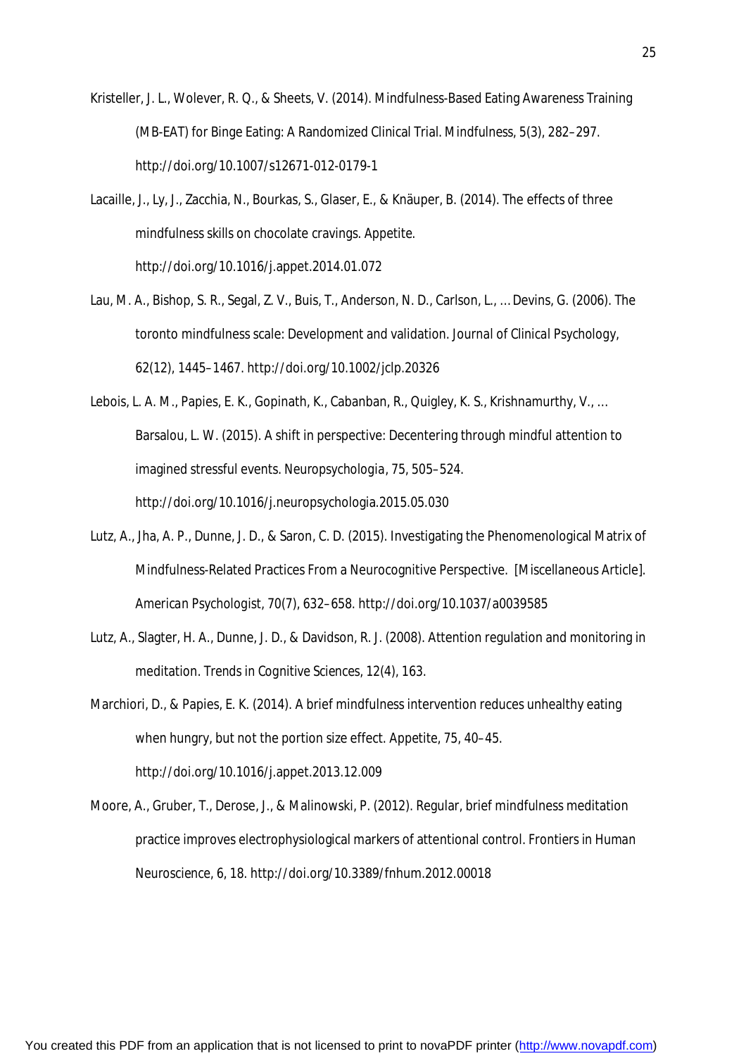Kristeller, J. L., Wolever, R. Q., & Sheets, V. (2014). Mindfulness-Based Eating Awareness Training (MB-EAT) for Binge Eating: A Randomized Clinical Trial. Mindfulness, 5(3), 282–297. http://doi.org/10.1007/s12671-012-0179-1

Lacaille, J., Ly, J., Zacchia, N., Bourkas, S., Glaser, E., & Knäuper, B. (2014). The effects of three mindfulness skills on chocolate cravings. Appetite. http://doi.org/10.1016/j.appet.2014.01.072

Lau, M. A., Bishop, S. R., Segal, Z. V., Buis, T., Anderson, N. D., Carlson, L., … Devins, G. (2006). The toronto mindfulness scale: Development and validation. Journal of Clinical Psychology, 62(12), 1445–1467. http://doi.org/10.1002/jclp.20326

Lebois, L. A. M., Papies, E. K., Gopinath, K., Cabanban, R., Quigley, K. S., Krishnamurthy, V., … Barsalou, L. W. (2015). A shift in perspective: Decentering through mindful attention to imagined stressful events. Neuropsychologia, 75, 505–524. http://doi.org/10.1016/j.neuropsychologia.2015.05.030

Lutz, A., Jha, A. P., Dunne, J. D., & Saron, C. D. (2015). Investigating the Phenomenological Matrix of Mindfulness-Related Practices From a Neurocognitive Perspective. [Miscellaneous Article]. American Psychologist, 70(7), 632–658. http://doi.org/10.1037/a0039585

Lutz, A., Slagter, H. A., Dunne, J. D., & Davidson, R. J. (2008). Attention regulation and monitoring in meditation. Trends in Cognitive Sciences, 12(4), 163.

Marchiori, D., & Papies, E. K. (2014). A brief mindfulness intervention reduces unhealthy eating when hungry, but not the portion size effect. Appetite, 75, 40–45. http://doi.org/10.1016/j.appet.2013.12.009

Moore, A., Gruber, T., Derose, J., & Malinowski, P. (2012). Regular, brief mindfulness meditation practice improves electrophysiological markers of attentional control. Frontiers in Human Neuroscience, 6, 18. http://doi.org/10.3389/fnhum.2012.00018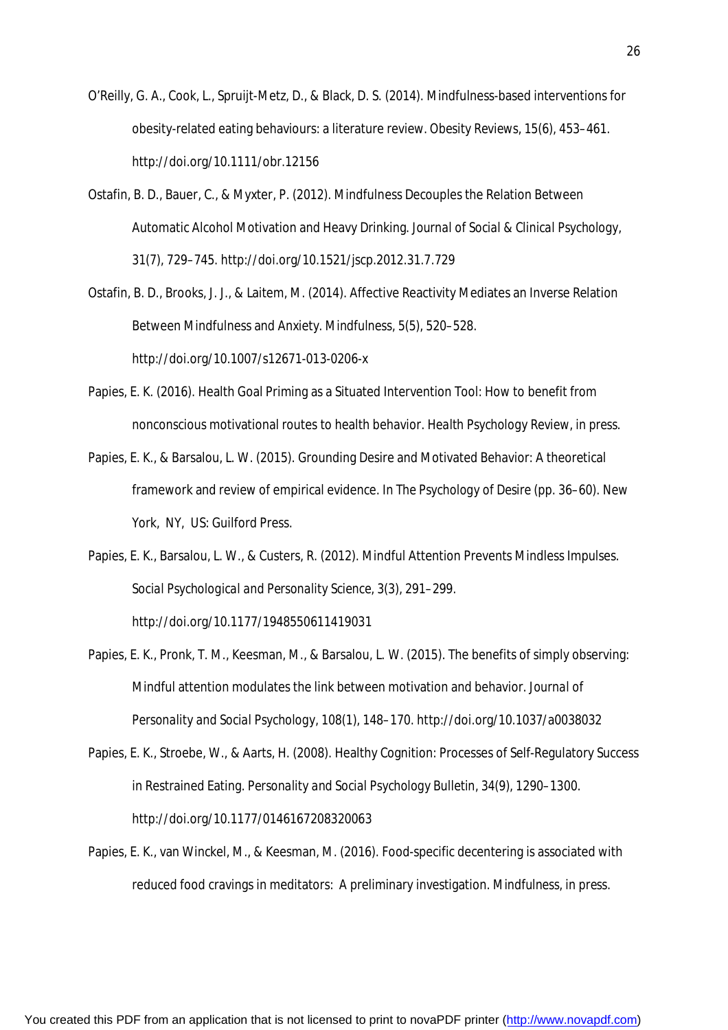O'Reilly, G. A., Cook, L., Spruijt-Metz, D., & Black, D. S. (2014). Mindfulness-based interventions for obesity-related eating behaviours: a literature review. *Obesity Reviews*, *15*(6), 453–461. http://doi.org/10.1111/obr.12156

Ostafin, B. D., Bauer, C., & Myxter, P. (2012). Mindfulness Decouples the Relation Between Automatic Alcohol Motivation and Heavy Drinking. *Journal of Social & Clinical Psychology*, *31*(7), 729–745. http://doi.org/10.1521/jscp.2012.31.7.729

Ostafin, B. D., Brooks, J. J., & Laitem, M. (2014). Affective Reactivity Mediates an Inverse Relation Between Mindfulness and Anxiety. *Mindfulness*, *5*(5), 520–528. http://doi.org/10.1007/s12671-013-0206-x

Papies, E. K. (2016). Health Goal Priming as a Situated Intervention Tool: How to benefit from nonconscious motivational routes to health behavior. *Health Psychology Review*, in press.

Papies, E. K., & Barsalou, L. W. (2015). Grounding Desire and Motivated Behavior: A theoretical framework and review of empirical evidence. In *The Psychology of Desire* (pp. 36–60). New York, NY, US: Guilford Press.

Papies, E. K., Barsalou, L. W., & Custers, R. (2012). Mindful Attention Prevents Mindless Impulses. *Social Psychological and Personality Science*, *3*(3), 291–299. http://doi.org/10.1177/1948550611419031

Papies, E. K., Pronk, T. M., Keesman, M., & Barsalou, L. W. (2015). The benefits of simply observing: Mindful attention modulates the link between motivation and behavior. *Journal of Personality and Social Psychology*, *108*(1), 148–170. http://doi.org/10.1037/a0038032

Papies, E. K., Stroebe, W., & Aarts, H. (2008). Healthy Cognition: Processes of Self-Regulatory Success in Restrained Eating. *Personality and Social Psychology Bulletin*, *34*(9), 1290–1300. http://doi.org/10.1177/0146167208320063

Papies, E. K., van Winckel, M., & Keesman, M. (2016). Food-specific decentering is associated with reduced food cravings in meditators: A preliminary investigation. *Mindfulness*, in press.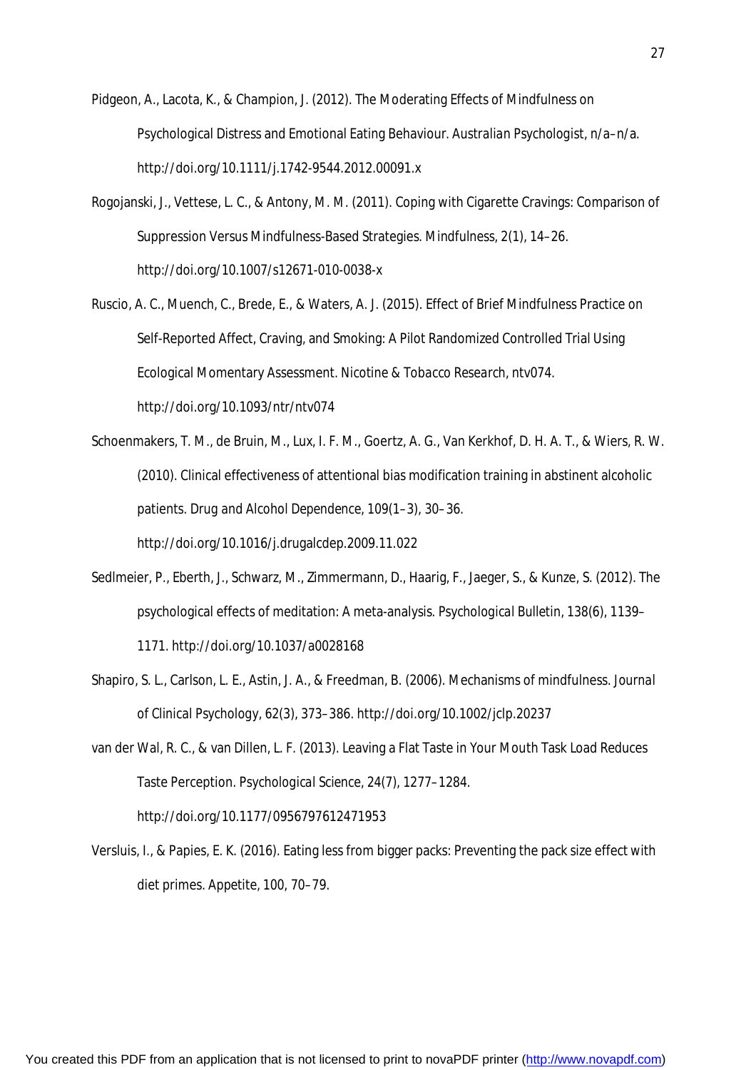Pidgeon, A., Lacota, K., & Champion, J. (2012). The Moderating Effects of Mindfulness on Psychological Distress and Emotional Eating Behaviour. *Australian Psychologist*, n/a–n/a. http://doi.org/10.1111/j.1742-9544.2012.00091.x

Rogojanski, J., Vettese, L. C., & Antony, M. M. (2011). Coping with Cigarette Cravings: Comparison of Suppression Versus Mindfulness-Based Strategies. *Mindfulness*, 2(1), 14–26. http://doi.org/10.1007/s12671-010-0038-x

Ruscio, A. C., Muench, C., Brede, E., & Waters, A. J. (2015). Effect of Brief Mindfulness Practice on Self-Reported Affect, Craving, and Smoking: A Pilot Randomized Controlled Trial Using Ecological Momentary Assessment. *Nicotine & Tobacco Research*, ntv074. http://doi.org/10.1093/ntr/ntv074

Schoenmakers, T. M., de Bruin, M., Lux, I. F. M., Goertz, A. G., Van Kerkhof, D. H. A. T., & Wiers, R. W. (2010). Clinical effectiveness of attentional bias modification training in abstinent alcoholic patients. *Drug and Alcohol Dependence*, 109(1–3), 30–36. http://doi.org/10.1016/j.drugalcdep.2009.11.022

Sedlmeier, P., Eberth, J., Schwarz, M., Zimmermann, D., Haarig, F., Jaeger, S., & Kunze, S. (2012). The psychological effects of meditation: A meta-analysis. *Psychological Bulletin*, 138(6), 1139–1171. http://doi.org/10.1037/a0028168

Shapiro, S. L., Carlson, L. E., Astin, J. A., & Freedman, B. (2006). Mechanisms of mindfulness. *Journal of Clinical Psychology*, 62(3), 373–386. http://doi.org/10.1002/jclp.20237

van der Wal, R. C., & van Dillen, L. F. (2013). Leaving a Flat Taste in Your Mouth Task Load Reduces Taste Perception. *Psychological Science*, 24(7), 1277–1284. http://doi.org/10.1177/0956797612471953

Versluis, I., & Papies, E. K. (2016). Eating less from bigger packs: Preventing the pack size effect with diet primes. *Appetite*, 100, 70–79.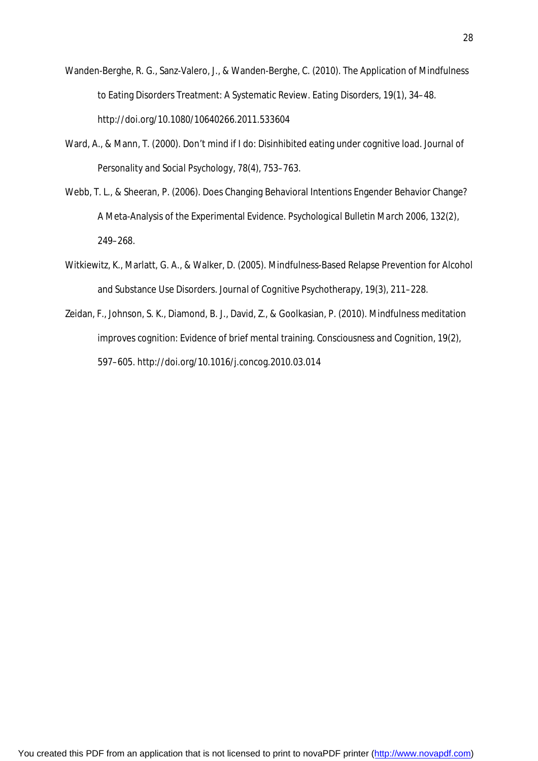Wanden-Berghe, R. G., Sanz-Valero, J., & Wanden-Berghe, C. (2010). The Application of Mindfulness to Eating Disorders Treatment: A Systematic Review. *Eating Disorders*, *19*(1), 34–48. http://doi.org/10.1080/10640266.2011.533604

Ward, A., & Mann, T. (2000). Don't mind if I do: Disinhibited eating under cognitive load. *Journal of Personality and Social Psychology*, *78*(4), 753–763.

Webb, T. L., & Sheeran, P. (2006). Does Changing Behavioral Intentions Engender Behavior Change? A Meta-Analysis of the Experimental Evidence. *Psychological Bulletin March 2006*, *132*(2), 249–268.

Witkiewitz, K., Marlatt, G. A., & Walker, D. (2005). Mindfulness-Based Relapse Prevention for Alcohol and Substance Use Disorders. *Journal of Cognitive Psychotherapy*, *19*(3), 211–228.

Zeidan, F., Johnson, S. K., Diamond, B. J., David, Z., & Goolkasian, P. (2010). Mindfulness meditation improves cognition: Evidence of brief mental training. *Consciousness and Cognition*, *19*(2), 597–605. http://doi.org/10.1016/j.concog.2010.03.014